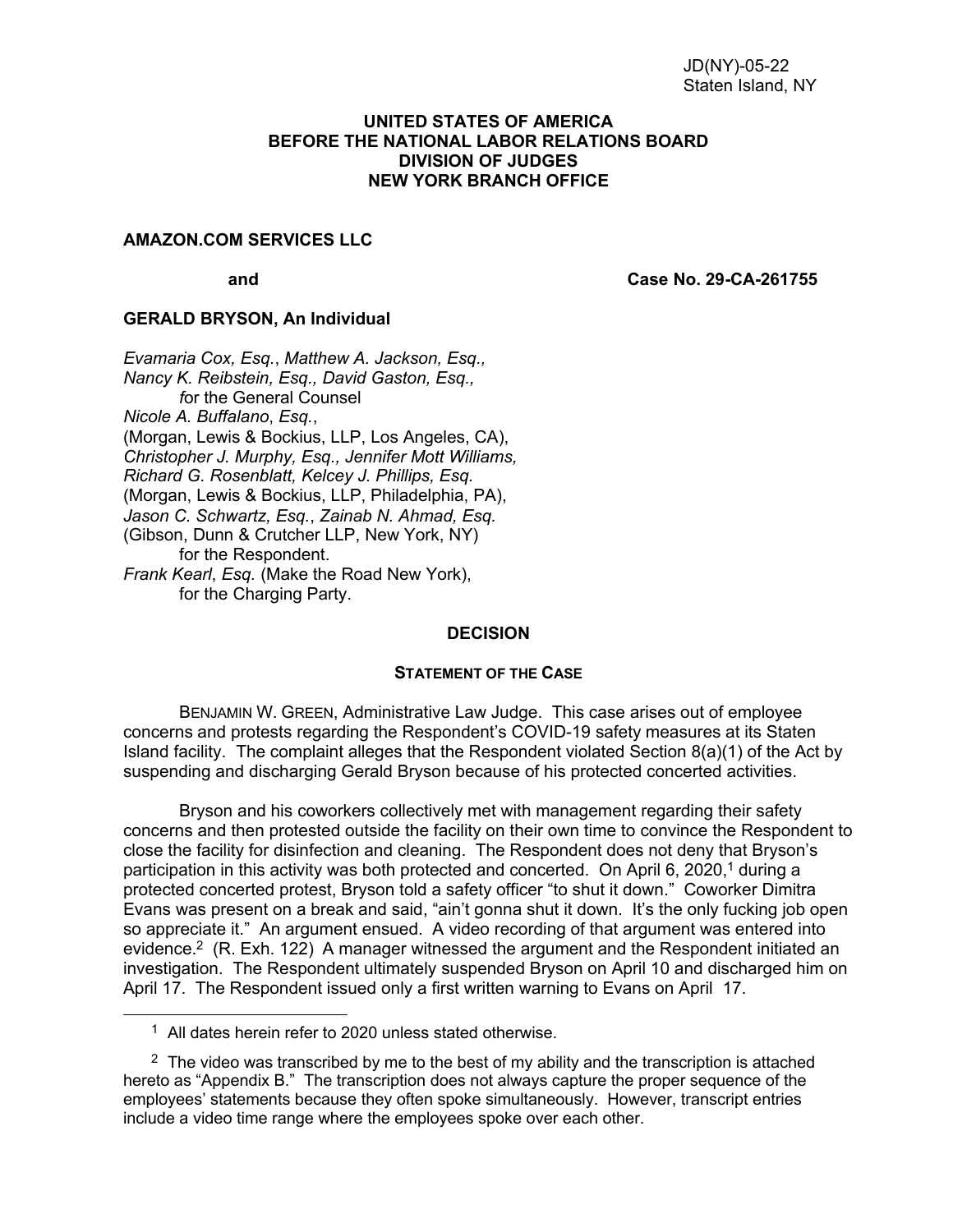JD(NY)-05-22
Staten Island, NY

**UNITED STATES OF AMERICA**
**BEFORE THE NATIONAL LABOR RELATIONS BOARD**
**DIVISION OF JUDGES**
**NEW YORK BRANCH OFFICE**

**AMAZON.COM SERVICES LLC**

**and** **Case No. 29-CA-261755**

**GERALD BRYSON, An Individual**

*Evamaria Cox, Esq.*, *Matthew A. Jackson, Esq., Nancy K. Reibstein, Esq., David Gaston, Esq.,* *f*or the General Counsel
*Nicole A. Buffalano*, *Esq.*, (Morgan, Lewis & Bockius, LLP, Los Angeles, CA), *Christopher J. Murphy, Esq., Jennifer Mott Williams, Richard G. Rosenblatt, Kelcey J. Phillips, Esq.* (Morgan, Lewis & Bockius, LLP, Philadelphia, PA), *Jason C. Schwartz, Esq.*, *Zainab N. Ahmad, Esq.* (Gibson, Dunn & Crutcher LLP, New York, NY) for the Respondent.
*Frank Kearl*, *Esq.* (Make the Road New York), for the Charging Party.

## DECISION

### STATEMENT OF THE CASE

BENJAMIN W. GREEN, Administrative Law Judge. This case arises out of employee concerns and protests regarding the Respondent's COVID-19 safety measures at its Staten Island facility. The complaint alleges that the Respondent violated Section 8(a)(1) of the Act by suspending and discharging Gerald Bryson because of his protected concerted activities.

Bryson and his coworkers collectively met with management regarding their safety concerns and then protested outside the facility on their own time to convince the Respondent to close the facility for disinfection and cleaning. The Respondent does not deny that Bryson's participation in this activity was both protected and concerted. On April 6, 2020,[1] during a protected concerted protest, Bryson told a safety officer "to shut it down." Coworker Dimitra Evans was present on a break and said, "ain't gonna shut it down. It's the only fucking job open so appreciate it." An argument ensued. A video recording of that argument was entered into evidence.[2] (R. Exh. 122) A manager witnessed the argument and the Respondent initiated an investigation. The Respondent ultimately suspended Bryson on April 10 and discharged him on April 17. The Respondent issued only a first written warning to Evans on April 17.

[1] All dates herein refer to 2020 unless stated otherwise.

[2] The video was transcribed by me to the best of my ability and the transcription is attached hereto as "Appendix B." The transcription does not always capture the proper sequence of the employees' statements because they often spoke simultaneously. However, transcript entries include a video time range where the employees spoke over each other.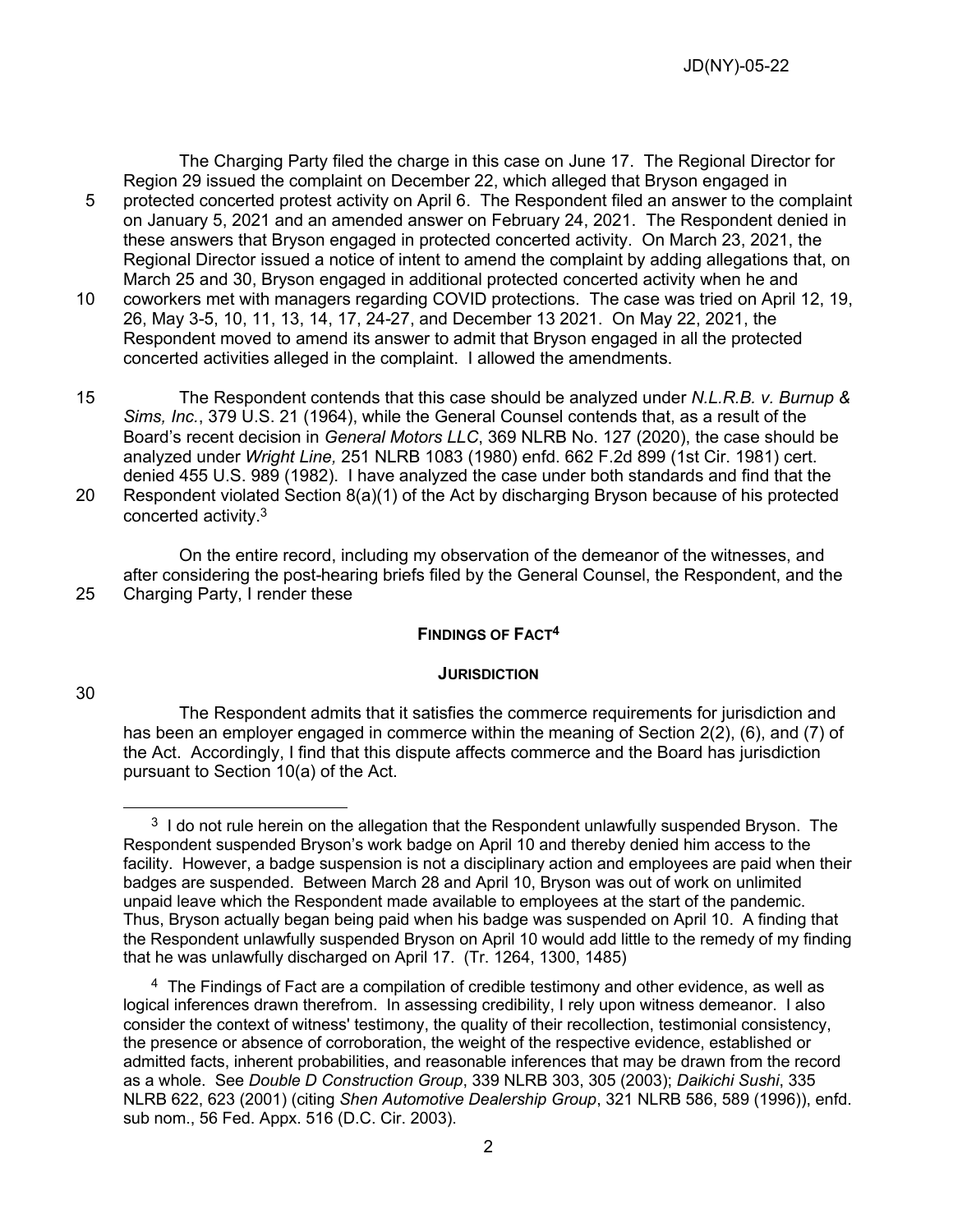The Charging Party filed the charge in this case on June 17. The Regional Director for Region 29 issued the complaint on December 22, which alleged that Bryson engaged in protected concerted protest activity on April 6. The Respondent filed an answer to the complaint on January 5, 2021 and an amended answer on February 24, 2021. The Respondent denied in these answers that Bryson engaged in protected concerted activity. On March 23, 2021, the Regional Director issued a notice of intent to amend the complaint by adding allegations that, on March 25 and 30, Bryson engaged in additional protected concerted activity when he and coworkers met with managers regarding COVID protections. The case was tried on April 12, 19, 26, May 3-5, 10, 11, 13, 14, 17, 24-27, and December 13 2021. On May 22, 2021, the Respondent moved to amend its answer to admit that Bryson engaged in all the protected concerted activities alleged in the complaint. I allowed the amendments.

The Respondent contends that this case should be analyzed under *N.L.R.B. v. Burnup & Sims, Inc.*, 379 U.S. 21 (1964), while the General Counsel contends that, as a result of the Board's recent decision in *General Motors LLC*, 369 NLRB No. 127 (2020), the case should be analyzed under *Wright Line,* 251 NLRB 1083 (1980) enfd. 662 F.2d 899 (1st Cir. 1981) cert. denied 455 U.S. 989 (1982). I have analyzed the case under both standards and find that the Respondent violated Section 8(a)(1) of the Act by discharging Bryson because of his protected concerted activity.[3]

On the entire record, including my observation of the demeanor of the witnesses, and after considering the post-hearing briefs filed by the General Counsel, the Respondent, and the Charging Party, I render these

## FINDINGS OF FACT[4]

### JURISDICTION

The Respondent admits that it satisfies the commerce requirements for jurisdiction and has been an employer engaged in commerce within the meaning of Section 2(2), (6), and (7) of the Act. Accordingly, I find that this dispute affects commerce and the Board has jurisdiction pursuant to Section 10(a) of the Act.

---

[3] I do not rule herein on the allegation that the Respondent unlawfully suspended Bryson. The Respondent suspended Bryson's work badge on April 10 and thereby denied him access to the facility. However, a badge suspension is not a disciplinary action and employees are paid when their badges are suspended. Between March 28 and April 10, Bryson was out of work on unlimited unpaid leave which the Respondent made available to employees at the start of the pandemic. Thus, Bryson actually began being paid when his badge was suspended on April 10. A finding that the Respondent unlawfully suspended Bryson on April 10 would add little to the remedy of my finding that he was unlawfully discharged on April 17. (Tr. 1264, 1300, 1485)

[4] The Findings of Fact are a compilation of credible testimony and other evidence, as well as logical inferences drawn therefrom. In assessing credibility, I rely upon witness demeanor. I also consider the context of witness' testimony, the quality of their recollection, testimonial consistency, the presence or absence of corroboration, the weight of the respective evidence, established or admitted facts, inherent probabilities, and reasonable inferences that may be drawn from the record as a whole. See *Double D Construction Group*, 339 NLRB 303, 305 (2003); *Daikichi Sushi*, 335 NLRB 622, 623 (2001) (citing *Shen Automotive Dealership Group*, 321 NLRB 586, 589 (1996)), enfd. sub nom., 56 Fed. Appx. 516 (D.C. Cir. 2003).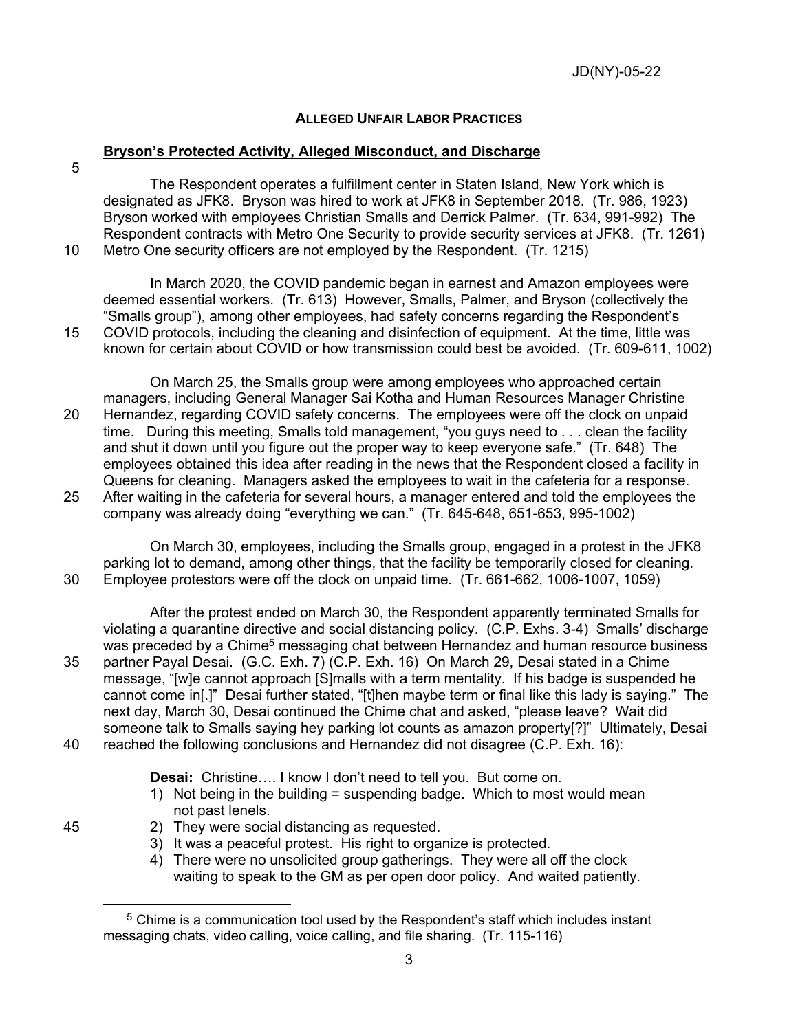## ALLEGED UNFAIR LABOR PRACTICES

### Bryson's Protected Activity, Alleged Misconduct, and Discharge

The Respondent operates a fulfillment center in Staten Island, New York which is designated as JFK8. Bryson was hired to work at JFK8 in September 2018. (Tr. 986, 1923) Bryson worked with employees Christian Smalls and Derrick Palmer. (Tr. 634, 991-992) The Respondent contracts with Metro One Security to provide security services at JFK8. (Tr. 1261) Metro One security officers are not employed by the Respondent. (Tr. 1215)

In March 2020, the COVID pandemic began in earnest and Amazon employees were deemed essential workers. (Tr. 613) However, Smalls, Palmer, and Bryson (collectively the "Smalls group"), among other employees, had safety concerns regarding the Respondent's COVID protocols, including the cleaning and disinfection of equipment. At the time, little was known for certain about COVID or how transmission could best be avoided. (Tr. 609-611, 1002)

On March 25, the Smalls group were among employees who approached certain managers, including General Manager Sai Kotha and Human Resources Manager Christine Hernandez, regarding COVID safety concerns. The employees were off the clock on unpaid time. During this meeting, Smalls told management, "you guys need to . . . clean the facility and shut it down until you figure out the proper way to keep everyone safe." (Tr. 648) The employees obtained this idea after reading in the news that the Respondent closed a facility in Queens for cleaning. Managers asked the employees to wait in the cafeteria for a response. After waiting in the cafeteria for several hours, a manager entered and told the employees the company was already doing "everything we can." (Tr. 645-648, 651-653, 995-1002)

On March 30, employees, including the Smalls group, engaged in a protest in the JFK8 parking lot to demand, among other things, that the facility be temporarily closed for cleaning. Employee protestors were off the clock on unpaid time. (Tr. 661-662, 1006-1007, 1059)

After the protest ended on March 30, the Respondent apparently terminated Smalls for violating a quarantine directive and social distancing policy. (C.P. Exhs. 3-4) Smalls' discharge was preceded by a Chime[5] messaging chat between Hernandez and human resource business partner Payal Desai. (G.C. Exh. 7) (C.P. Exh. 16) On March 29, Desai stated in a Chime message, "[w]e cannot approach [S]malls with a term mentality. If his badge is suspended he cannot come in[.]" Desai further stated, "[t]hen maybe term or final like this lady is saying." The next day, March 30, Desai continued the Chime chat and asked, "please leave? Wait did someone talk to Smalls saying hey parking lot counts as amazon property[?]" Ultimately, Desai reached the following conclusions and Hernandez did not disagree (C.P. Exh. 16):

> **Desai:** Christine…. I know I don't need to tell you. But come on.
> 1) Not being in the building = suspending badge. Which to most would mean not past lenels.
> 2) They were social distancing as requested.
> 3) It was a peaceful protest. His right to organize is protected.
> 4) There were no unsolicited group gatherings. They were all off the clock waiting to speak to the GM as per open door policy. And waited patiently.

---

[5] Chime is a communication tool used by the Respondent's staff which includes instant messaging chats, video calling, voice calling, and file sharing. (Tr. 115-116)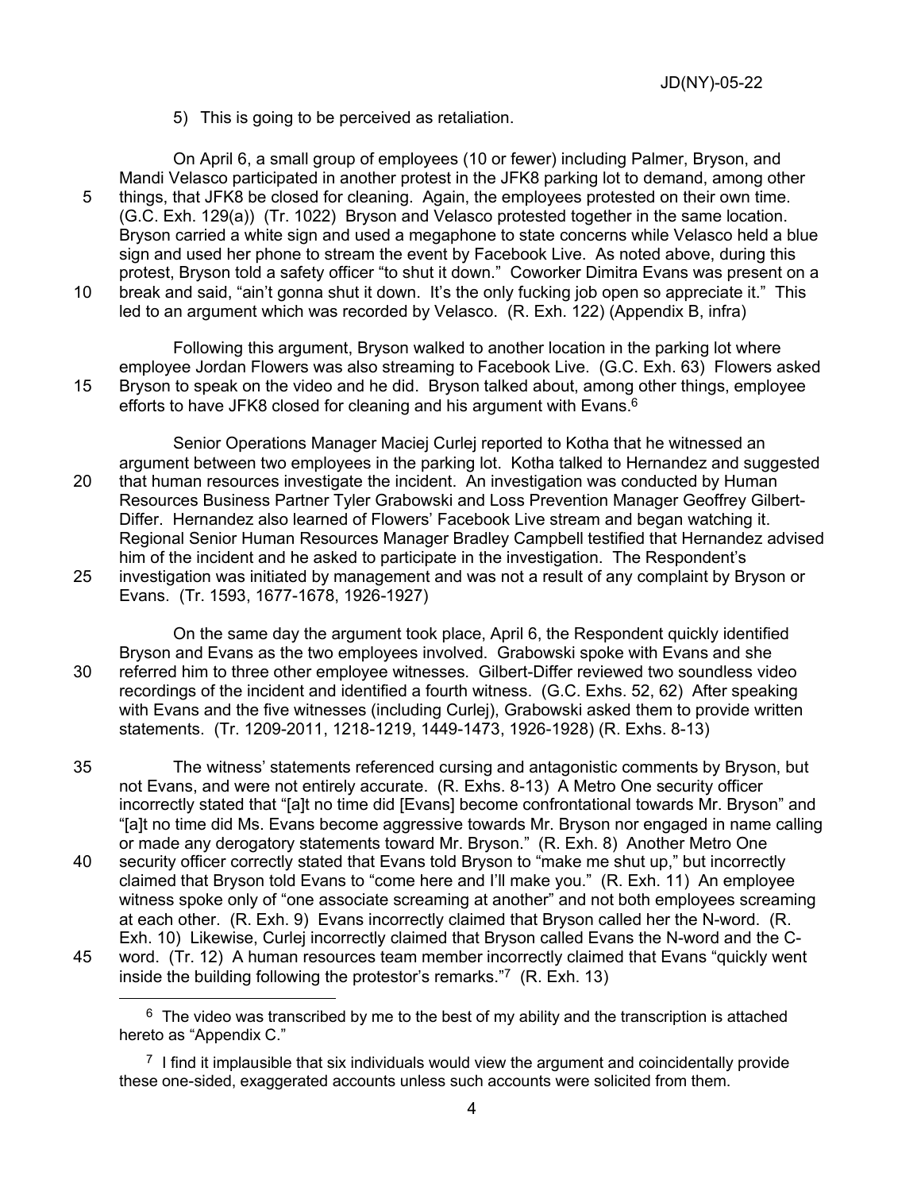5) This is going to be perceived as retaliation.

On April 6, a small group of employees (10 or fewer) including Palmer, Bryson, and Mandi Velasco participated in another protest in the JFK8 parking lot to demand, among other things, that JFK8 be closed for cleaning. Again, the employees protested on their own time. (G.C. Exh. 129(a)) (Tr. 1022) Bryson and Velasco protested together in the same location. Bryson carried a white sign and used a megaphone to state concerns while Velasco held a blue sign and used her phone to stream the event by Facebook Live. As noted above, during this protest, Bryson told a safety officer "to shut it down." Coworker Dimitra Evans was present on a break and said, "ain't gonna shut it down. It's the only fucking job open so appreciate it." This led to an argument which was recorded by Velasco. (R. Exh. 122) (Appendix B, infra)

Following this argument, Bryson walked to another location in the parking lot where employee Jordan Flowers was also streaming to Facebook Live. (G.C. Exh. 63) Flowers asked Bryson to speak on the video and he did. Bryson talked about, among other things, employee efforts to have JFK8 closed for cleaning and his argument with Evans.[6]

Senior Operations Manager Maciej Curlej reported to Kotha that he witnessed an argument between two employees in the parking lot. Kotha talked to Hernandez and suggested that human resources investigate the incident. An investigation was conducted by Human Resources Business Partner Tyler Grabowski and Loss Prevention Manager Geoffrey Gilbert-Differ. Hernandez also learned of Flowers' Facebook Live stream and began watching it. Regional Senior Human Resources Manager Bradley Campbell testified that Hernandez advised him of the incident and he asked to participate in the investigation. The Respondent's investigation was initiated by management and was not a result of any complaint by Bryson or Evans. (Tr. 1593, 1677-1678, 1926-1927)

On the same day the argument took place, April 6, the Respondent quickly identified Bryson and Evans as the two employees involved. Grabowski spoke with Evans and she referred him to three other employee witnesses. Gilbert-Differ reviewed two soundless video recordings of the incident and identified a fourth witness. (G.C. Exhs. 52, 62) After speaking with Evans and the five witnesses (including Curlej), Grabowski asked them to provide written statements. (Tr. 1209-2011, 1218-1219, 1449-1473, 1926-1928) (R. Exhs. 8-13)

The witness' statements referenced cursing and antagonistic comments by Bryson, but not Evans, and were not entirely accurate. (R. Exhs. 8-13) A Metro One security officer incorrectly stated that "[a]t no time did [Evans] become confrontational towards Mr. Bryson" and "[a]t no time did Ms. Evans become aggressive towards Mr. Bryson nor engaged in name calling or made any derogatory statements toward Mr. Bryson." (R. Exh. 8) Another Metro One security officer correctly stated that Evans told Bryson to "make me shut up," but incorrectly claimed that Bryson told Evans to "come here and I'll make you." (R. Exh. 11) An employee witness spoke only of "one associate screaming at another" and not both employees screaming at each other. (R. Exh. 9) Evans incorrectly claimed that Bryson called her the N-word. (R. Exh. 10) Likewise, Curlej incorrectly claimed that Bryson called Evans the N-word and the C-word. (Tr. 12) A human resources team member incorrectly claimed that Evans "quickly went inside the building following the protestor's remarks."[7] (R. Exh. 13)

---

[6] The video was transcribed by me to the best of my ability and the transcription is attached hereto as "Appendix C."

[7] I find it implausible that six individuals would view the argument and coincidentally provide these one-sided, exaggerated accounts unless such accounts were solicited from them.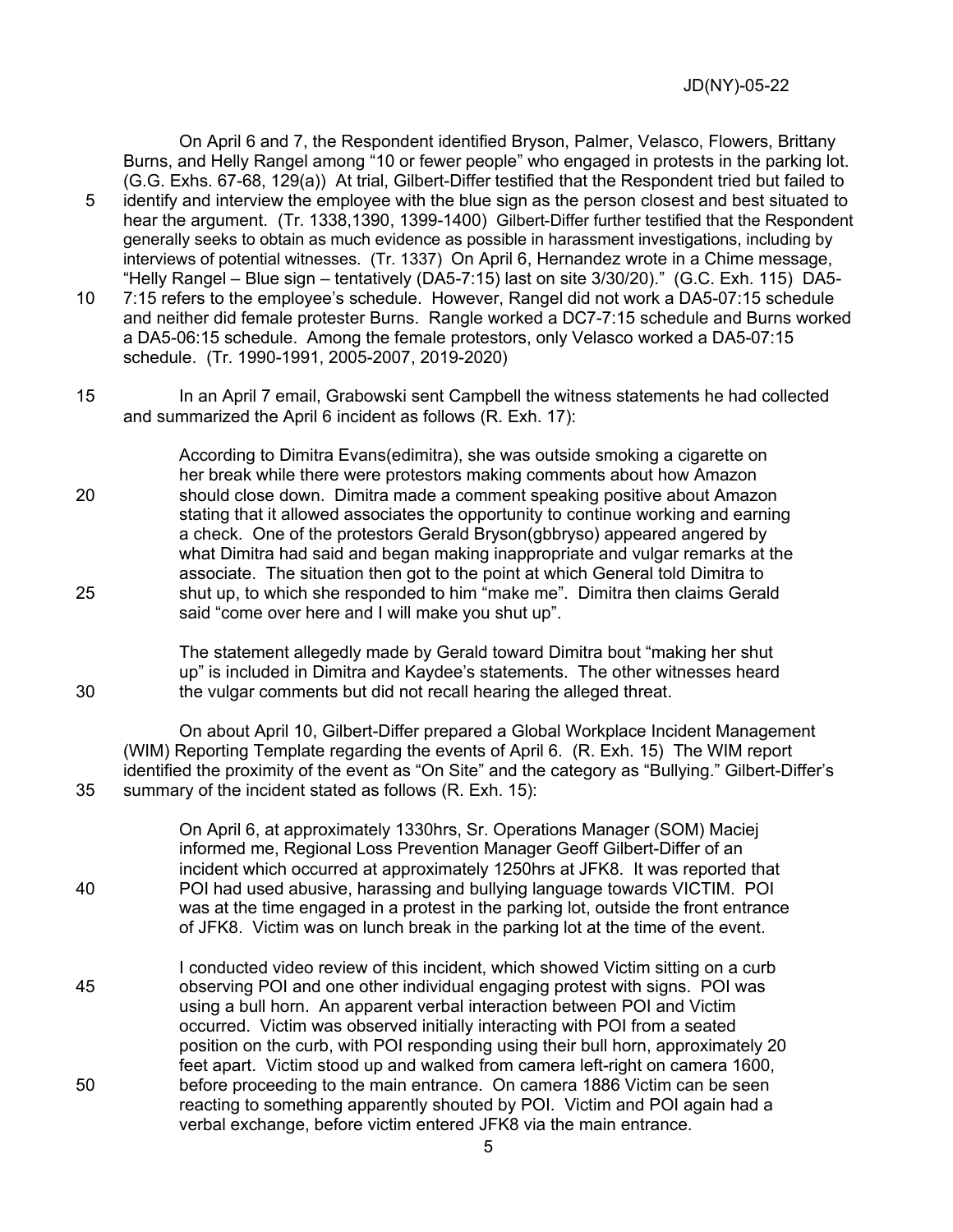On April 6 and 7, the Respondent identified Bryson, Palmer, Velasco, Flowers, Brittany Burns, and Helly Rangel among "10 or fewer people" who engaged in protests in the parking lot. (G.G. Exhs. 67-68, 129(a)) At trial, Gilbert-Differ testified that the Respondent tried but failed to identify and interview the employee with the blue sign as the person closest and best situated to hear the argument. (Tr. 1338,1390, 1399-1400) Gilbert-Differ further testified that the Respondent generally seeks to obtain as much evidence as possible in harassment investigations, including by interviews of potential witnesses. (Tr. 1337) On April 6, Hernandez wrote in a Chime message, "Helly Rangel – Blue sign – tentatively (DA5-7:15) last on site 3/30/20)." (G.C. Exh. 115) DA5-7:15 refers to the employee's schedule. However, Rangel did not work a DA5-07:15 schedule and neither did female protester Burns. Rangle worked a DC7-7:15 schedule and Burns worked a DA5-06:15 schedule. Among the female protestors, only Velasco worked a DA5-07:15 schedule. (Tr. 1990-1991, 2005-2007, 2019-2020)

In an April 7 email, Grabowski sent Campbell the witness statements he had collected and summarized the April 6 incident as follows (R. Exh. 17):

> According to Dimitra Evans(edimitra), she was outside smoking a cigarette on her break while there were protestors making comments about how Amazon should close down. Dimitra made a comment speaking positive about Amazon stating that it allowed associates the opportunity to continue working and earning a check. One of the protestors Gerald Bryson(gbbryso) appeared angered by what Dimitra had said and began making inappropriate and vulgar remarks at the associate. The situation then got to the point at which General told Dimitra to shut up, to which she responded to him "make me". Dimitra then claims Gerald said "come over here and I will make you shut up".
>
> The statement allegedly made by Gerald toward Dimitra bout "making her shut up" is included in Dimitra and Kaydee's statements. The other witnesses heard the vulgar comments but did not recall hearing the alleged threat.

On about April 10, Gilbert-Differ prepared a Global Workplace Incident Management (WIM) Reporting Template regarding the events of April 6. (R. Exh. 15) The WIM report identified the proximity of the event as "On Site" and the category as "Bullying." Gilbert-Differ's summary of the incident stated as follows (R. Exh. 15):

> On April 6, at approximately 1330hrs, Sr. Operations Manager (SOM) Maciej informed me, Regional Loss Prevention Manager Geoff Gilbert-Differ of an incident which occurred at approximately 1250hrs at JFK8. It was reported that POI had used abusive, harassing and bullying language towards VICTIM. POI was at the time engaged in a protest in the parking lot, outside the front entrance of JFK8. Victim was on lunch break in the parking lot at the time of the event.
>
> I conducted video review of this incident, which showed Victim sitting on a curb observing POI and one other individual engaging protest with signs. POI was using a bull horn. An apparent verbal interaction between POI and Victim occurred. Victim was observed initially interacting with POI from a seated position on the curb, with POI responding using their bull horn, approximately 20 feet apart. Victim stood up and walked from camera left-right on camera 1600, before proceeding to the main entrance. On camera 1886 Victim can be seen reacting to something apparently shouted by POI. Victim and POI again had a verbal exchange, before victim entered JFK8 via the main entrance.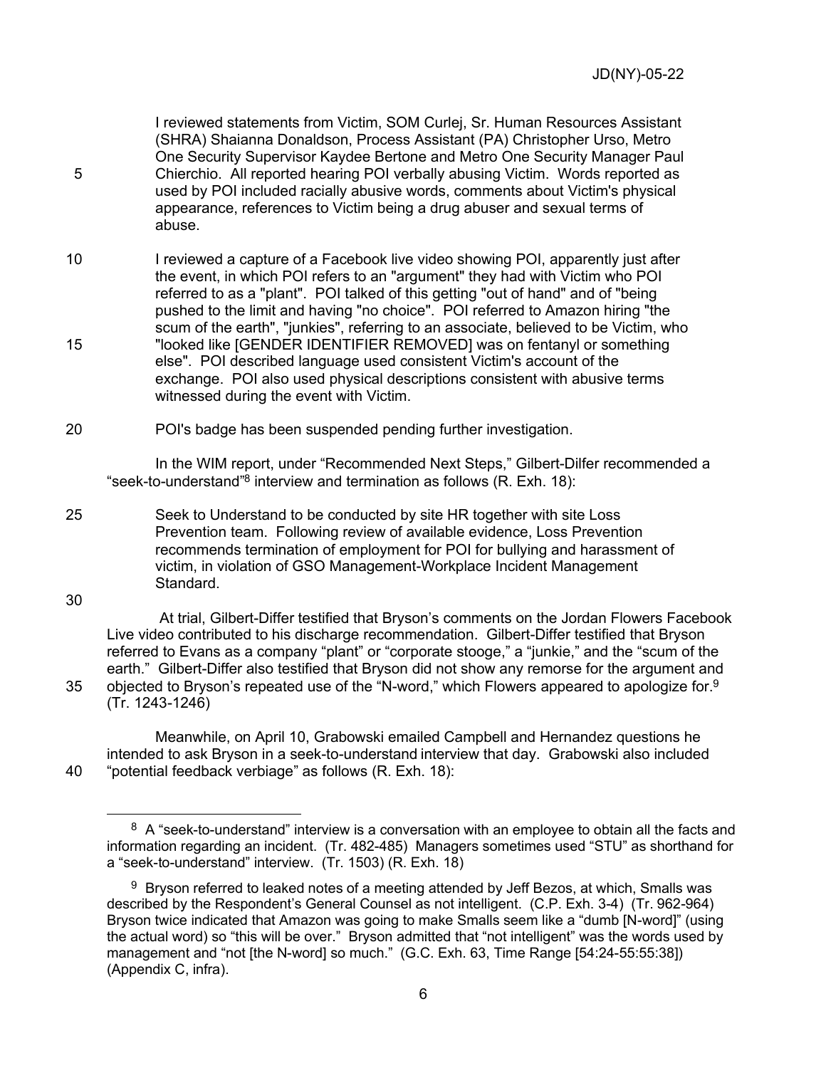> I reviewed statements from Victim, SOM Curlej, Sr. Human Resources Assistant (SHRA) Shaianna Donaldson, Process Assistant (PA) Christopher Urso, Metro One Security Supervisor Kaydee Bertone and Metro One Security Manager Paul Chierchio. All reported hearing POI verbally abusing Victim. Words reported as used by POI included racially abusive words, comments about Victim's physical appearance, references to Victim being a drug abuser and sexual terms of abuse.
>
> I reviewed a capture of a Facebook live video showing POI, apparently just after the event, in which POI refers to an "argument" they had with Victim who POI referred to as a "plant". POI talked of this getting "out of hand" and of "being pushed to the limit and having "no choice". POI referred to Amazon hiring "the scum of the earth", "junkies", referring to an associate, believed to be Victim, who "looked like [GENDER IDENTIFIER REMOVED] was on fentanyl or something else". POI described language used consistent Victim's account of the exchange. POI also used physical descriptions consistent with abusive terms witnessed during the event with Victim.
>
> POI's badge has been suspended pending further investigation.

In the WIM report, under "Recommended Next Steps," Gilbert-Dilfer recommended a "seek-to-understand"[8] interview and termination as follows (R. Exh. 18):

> Seek to Understand to be conducted by site HR together with site Loss Prevention team. Following review of available evidence, Loss Prevention recommends termination of employment for POI for bullying and harassment of victim, in violation of GSO Management-Workplace Incident Management Standard.

At trial, Gilbert-Differ testified that Bryson's comments on the Jordan Flowers Facebook Live video contributed to his discharge recommendation. Gilbert-Differ testified that Bryson referred to Evans as a company "plant" or "corporate stooge," a "junkie," and the "scum of the earth." Gilbert-Differ also testified that Bryson did not show any remorse for the argument and objected to Bryson's repeated use of the "N-word," which Flowers appeared to apologize for.[9] (Tr. 1243-1246)

Meanwhile, on April 10, Grabowski emailed Campbell and Hernandez questions he intended to ask Bryson in a seek-to-understand interview that day. Grabowski also included "potential feedback verbiage" as follows (R. Exh. 18):

---

[8] A "seek-to-understand" interview is a conversation with an employee to obtain all the facts and information regarding an incident. (Tr. 482-485) Managers sometimes used "STU" as shorthand for a "seek-to-understand" interview. (Tr. 1503) (R. Exh. 18)

[9] Bryson referred to leaked notes of a meeting attended by Jeff Bezos, at which, Smalls was described by the Respondent's General Counsel as not intelligent. (C.P. Exh. 3-4) (Tr. 962-964) Bryson twice indicated that Amazon was going to make Smalls seem like a "dumb [N-word]" (using the actual word) so "this will be over." Bryson admitted that "not intelligent" was the words used by management and "not [the N-word] so much." (G.C. Exh. 63, Time Range [54:24-55:55:38]) (Appendix C, infra).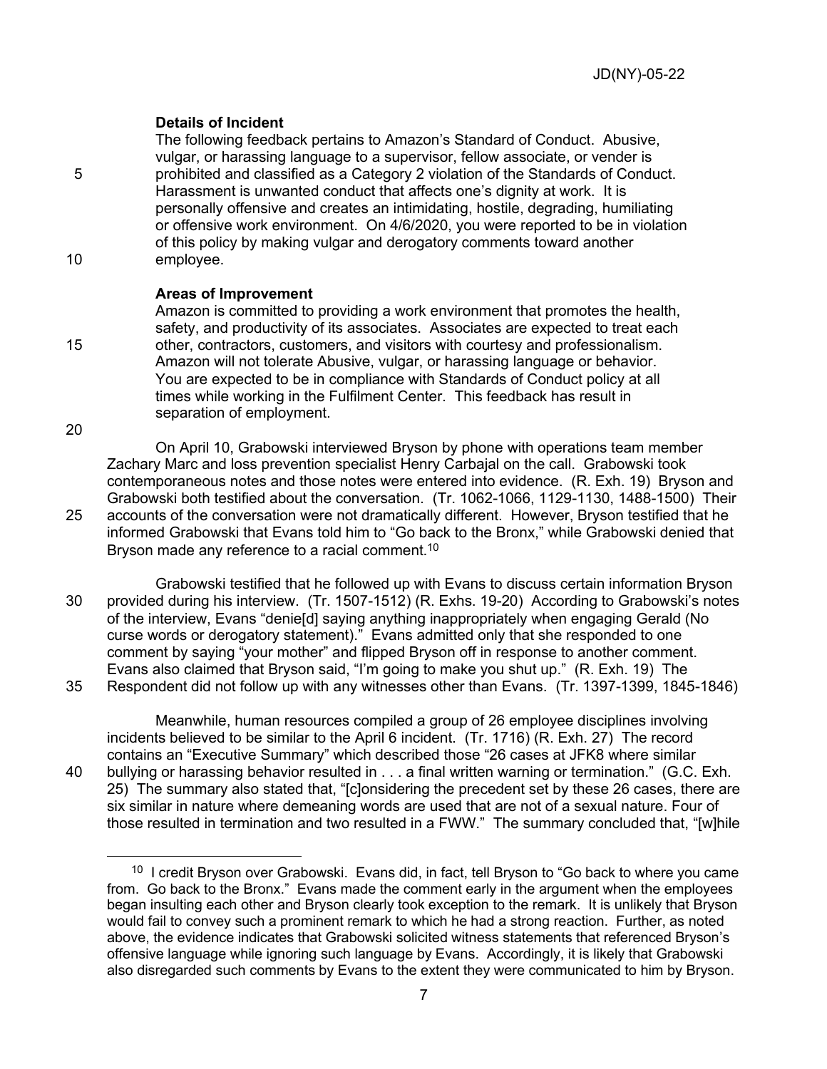**Details of Incident**

The following feedback pertains to Amazon's Standard of Conduct. Abusive, vulgar, or harassing language to a supervisor, fellow associate, or vender is prohibited and classified as a Category 2 violation of the Standards of Conduct. Harassment is unwanted conduct that affects one's dignity at work. It is personally offensive and creates an intimidating, hostile, degrading, humiliating or offensive work environment. On 4/6/2020, you were reported to be in violation of this policy by making vulgar and derogatory comments toward another employee.

**Areas of Improvement**

Amazon is committed to providing a work environment that promotes the health, safety, and productivity of its associates. Associates are expected to treat each other, contractors, customers, and visitors with courtesy and professionalism. Amazon will not tolerate Abusive, vulgar, or harassing language or behavior. You are expected to be in compliance with Standards of Conduct policy at all times while working in the Fulfilment Center. This feedback has result in separation of employment.

On April 10, Grabowski interviewed Bryson by phone with operations team member Zachary Marc and loss prevention specialist Henry Carbajal on the call. Grabowski took contemporaneous notes and those notes were entered into evidence. (R. Exh. 19) Bryson and Grabowski both testified about the conversation. (Tr. 1062-1066, 1129-1130, 1488-1500) Their accounts of the conversation were not dramatically different. However, Bryson testified that he informed Grabowski that Evans told him to "Go back to the Bronx," while Grabowski denied that Bryson made any reference to a racial comment.[10]

Grabowski testified that he followed up with Evans to discuss certain information Bryson provided during his interview. (Tr. 1507-1512) (R. Exhs. 19-20) According to Grabowski's notes of the interview, Evans "denie[d] saying anything inappropriately when engaging Gerald (No curse words or derogatory statement)." Evans admitted only that she responded to one comment by saying "your mother" and flipped Bryson off in response to another comment. Evans also claimed that Bryson said, "I'm going to make you shut up." (R. Exh. 19) The Respondent did not follow up with any witnesses other than Evans. (Tr. 1397-1399, 1845-1846)

Meanwhile, human resources compiled a group of 26 employee disciplines involving incidents believed to be similar to the April 6 incident. (Tr. 1716) (R. Exh. 27) The record contains an "Executive Summary" which described those "26 cases at JFK8 where similar bullying or harassing behavior resulted in . . . a final written warning or termination." (G.C. Exh. 25) The summary also stated that, "[c]onsidering the precedent set by these 26 cases, there are six similar in nature where demeaning words are used that are not of a sexual nature. Four of those resulted in termination and two resulted in a FWW." The summary concluded that, "[w]hile

[10] I credit Bryson over Grabowski. Evans did, in fact, tell Bryson to "Go back to where you came from. Go back to the Bronx." Evans made the comment early in the argument when the employees began insulting each other and Bryson clearly took exception to the remark. It is unlikely that Bryson would fail to convey such a prominent remark to which he had a strong reaction. Further, as noted above, the evidence indicates that Grabowski solicited witness statements that referenced Bryson's offensive language while ignoring such language by Evans. Accordingly, it is likely that Grabowski also disregarded such comments by Evans to the extent they were communicated to him by Bryson.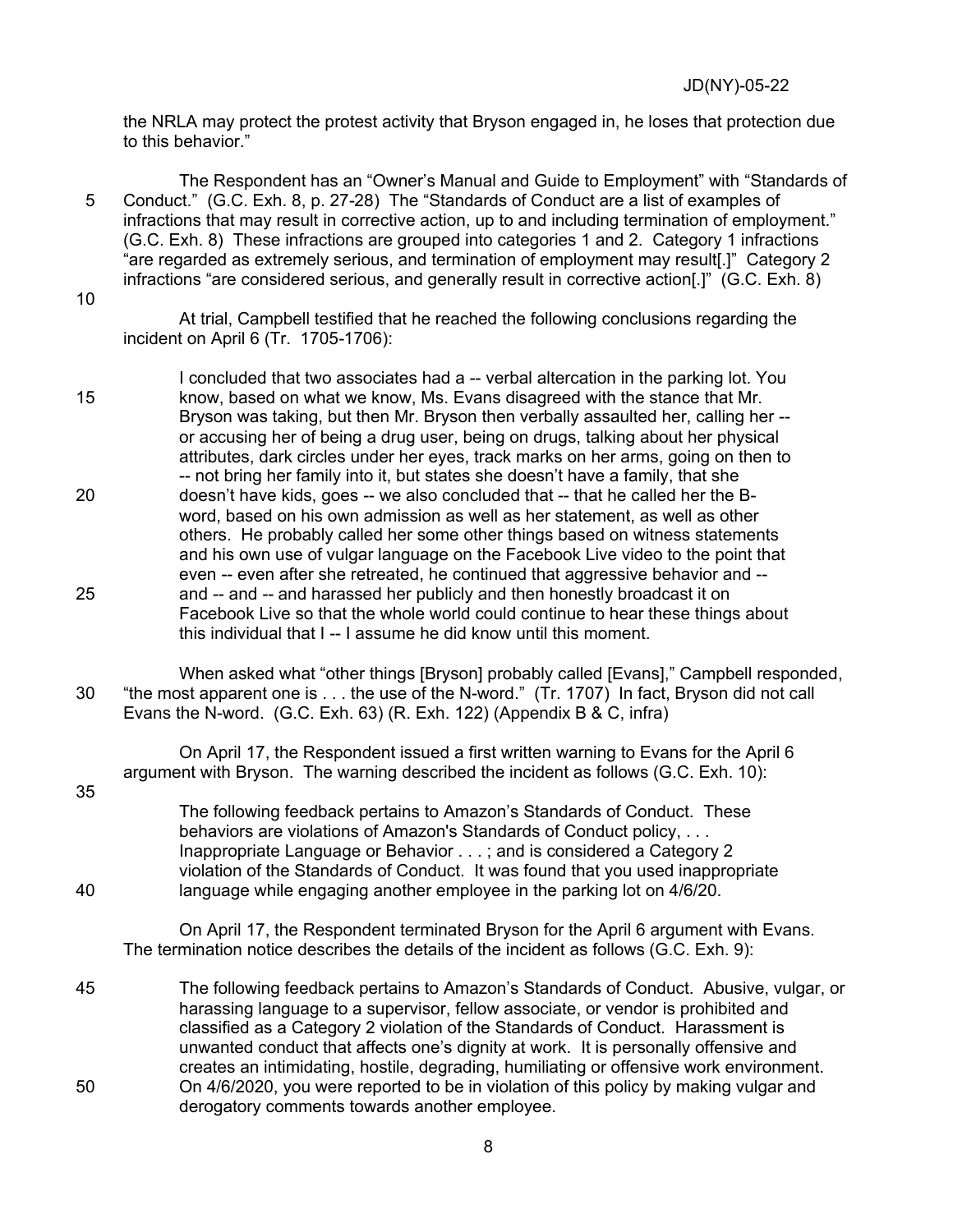the NRLA may protect the protest activity that Bryson engaged in, he loses that protection due to this behavior."

The Respondent has an "Owner's Manual and Guide to Employment" with "Standards of Conduct." (G.C. Exh. 8, p. 27-28) The "Standards of Conduct are a list of examples of infractions that may result in corrective action, up to and including termination of employment." (G.C. Exh. 8) These infractions are grouped into categories 1 and 2. Category 1 infractions "are regarded as extremely serious, and termination of employment may result[.]" Category 2 infractions "are considered serious, and generally result in corrective action[.]" (G.C. Exh. 8)

At trial, Campbell testified that he reached the following conclusions regarding the incident on April 6 (Tr. 1705-1706):

> I concluded that two associates had a -- verbal altercation in the parking lot. You know, based on what we know, Ms. Evans disagreed with the stance that Mr. Bryson was taking, but then Mr. Bryson then verbally assaulted her, calling her -- or accusing her of being a drug user, being on drugs, talking about her physical attributes, dark circles under her eyes, track marks on her arms, going on then to -- not bring her family into it, but states she doesn't have a family, that she doesn't have kids, goes -- we also concluded that -- that he called her the B-word, based on his own admission as well as her statement, as well as other others. He probably called her some other things based on witness statements and his own use of vulgar language on the Facebook Live video to the point that even -- even after she retreated, he continued that aggressive behavior and -- and -- and -- and harassed her publicly and then honestly broadcast it on Facebook Live so that the whole world could continue to hear these things about this individual that I -- I assume he did know until this moment.

When asked what "other things [Bryson] probably called [Evans]," Campbell responded, "the most apparent one is . . . the use of the N-word." (Tr. 1707) In fact, Bryson did not call Evans the N-word. (G.C. Exh. 63) (R. Exh. 122) (Appendix B & C, infra)

On April 17, the Respondent issued a first written warning to Evans for the April 6 argument with Bryson. The warning described the incident as follows (G.C. Exh. 10):

> The following feedback pertains to Amazon's Standards of Conduct. These behaviors are violations of Amazon's Standards of Conduct policy, . . . Inappropriate Language or Behavior . . . ; and is considered a Category 2 violation of the Standards of Conduct. It was found that you used inappropriate language while engaging another employee in the parking lot on 4/6/20.

On April 17, the Respondent terminated Bryson for the April 6 argument with Evans. The termination notice describes the details of the incident as follows (G.C. Exh. 9):

> The following feedback pertains to Amazon's Standards of Conduct. Abusive, vulgar, or harassing language to a supervisor, fellow associate, or vendor is prohibited and classified as a Category 2 violation of the Standards of Conduct. Harassment is unwanted conduct that affects one's dignity at work. It is personally offensive and creates an intimidating, hostile, degrading, humiliating or offensive work environment. On 4/6/2020, you were reported to be in violation of this policy by making vulgar and derogatory comments towards another employee.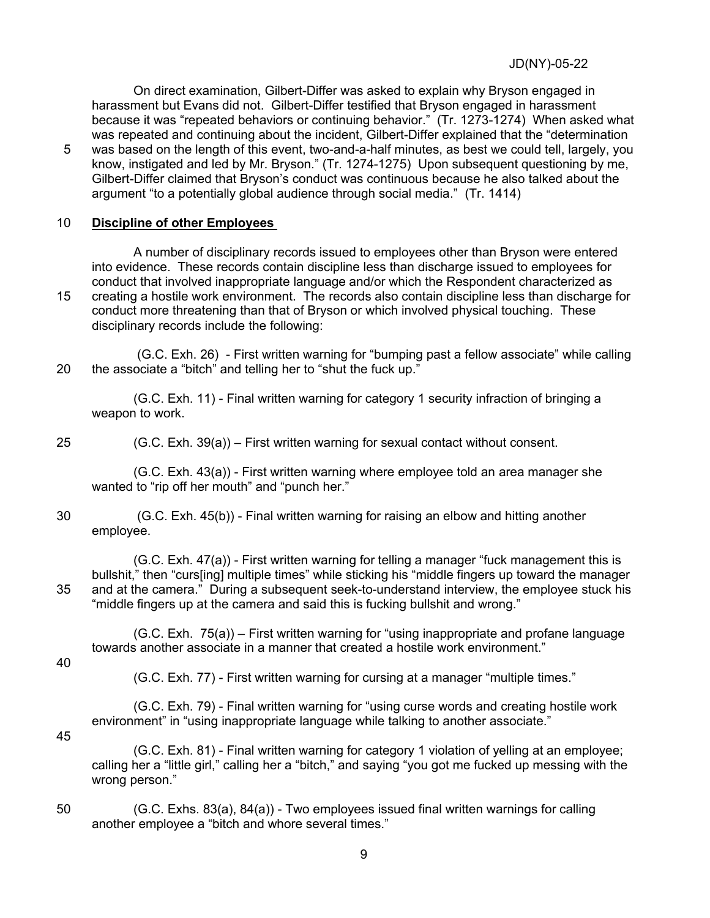On direct examination, Gilbert-Differ was asked to explain why Bryson engaged in harassment but Evans did not. Gilbert-Differ testified that Bryson engaged in harassment because it was "repeated behaviors or continuing behavior." (Tr. 1273-1274) When asked what was repeated and continuing about the incident, Gilbert-Differ explained that the "determination was based on the length of this event, two-and-a-half minutes, as best we could tell, largely, you know, instigated and led by Mr. Bryson." (Tr. 1274-1275) Upon subsequent questioning by me, Gilbert-Differ claimed that Bryson's conduct was continuous because he also talked about the argument "to a potentially global audience through social media." (Tr. 1414)

**Discipline of other Employees**

A number of disciplinary records issued to employees other than Bryson were entered into evidence. These records contain discipline less than discharge issued to employees for conduct that involved inappropriate language and/or which the Respondent characterized as creating a hostile work environment. The records also contain discipline less than discharge for conduct more threatening than that of Bryson or which involved physical touching. These disciplinary records include the following:

(G.C. Exh. 26) - First written warning for "bumping past a fellow associate" while calling the associate a "bitch" and telling her to "shut the fuck up."

(G.C. Exh. 11) - Final written warning for category 1 security infraction of bringing a weapon to work.

(G.C. Exh. 39(a)) – First written warning for sexual contact without consent.

(G.C. Exh. 43(a)) - First written warning where employee told an area manager she wanted to "rip off her mouth" and "punch her."

(G.C. Exh. 45(b)) - Final written warning for raising an elbow and hitting another employee.

(G.C. Exh. 47(a)) - First written warning for telling a manager "fuck management this is bullshit," then "curs[ing] multiple times" while sticking his "middle fingers up toward the manager and at the camera." During a subsequent seek-to-understand interview, the employee stuck his "middle fingers up at the camera and said this is fucking bullshit and wrong."

(G.C. Exh. 75(a)) – First written warning for "using inappropriate and profane language towards another associate in a manner that created a hostile work environment."

(G.C. Exh. 77) - First written warning for cursing at a manager "multiple times."

(G.C. Exh. 79) - Final written warning for "using curse words and creating hostile work environment" in "using inappropriate language while talking to another associate."

(G.C. Exh. 81) - Final written warning for category 1 violation of yelling at an employee; calling her a "little girl," calling her a "bitch," and saying "you got me fucked up messing with the wrong person."

(G.C. Exhs. 83(a), 84(a)) - Two employees issued final written warnings for calling another employee a "bitch and whore several times."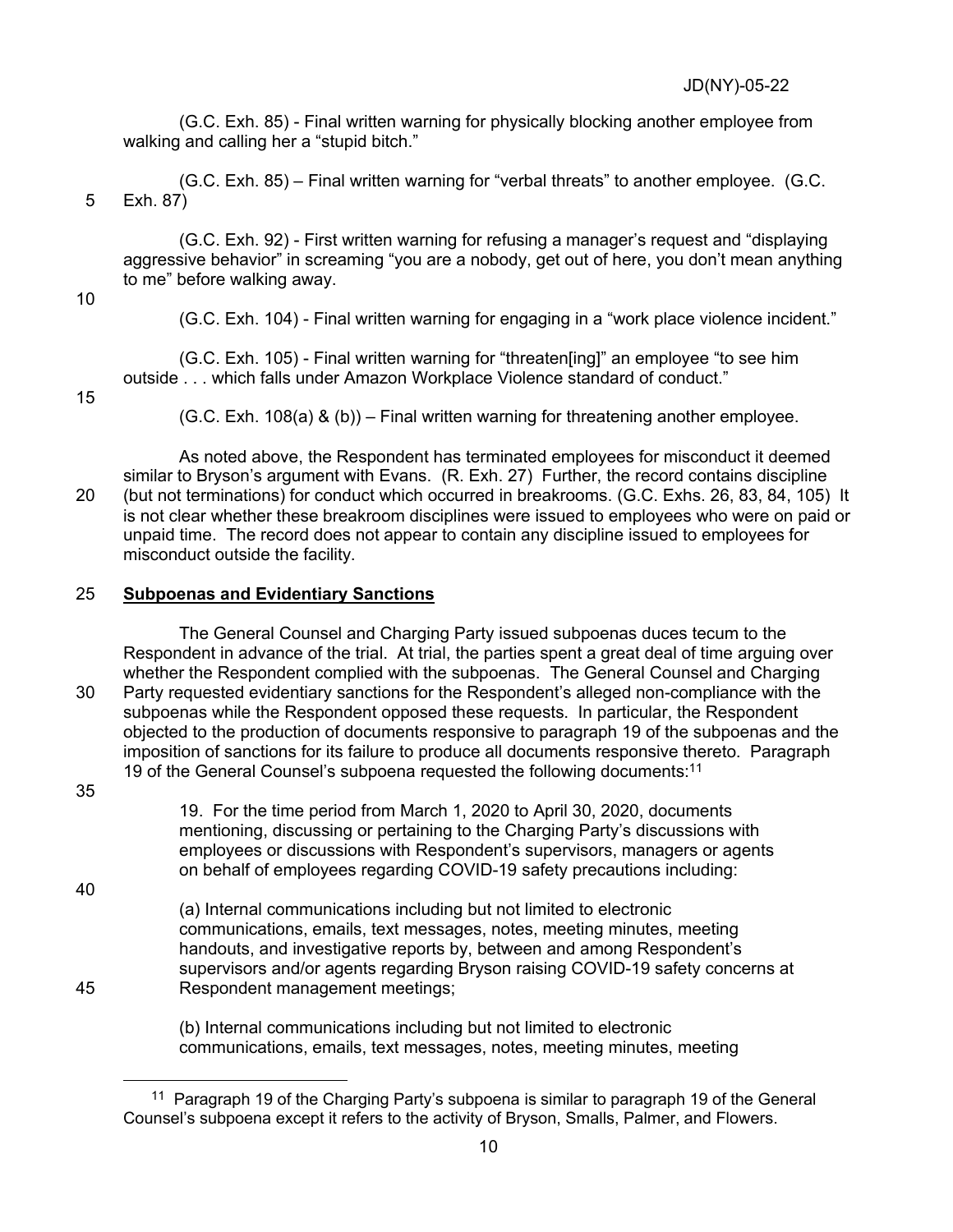(G.C. Exh. 85) - Final written warning for physically blocking another employee from walking and calling her a "stupid bitch."

(G.C. Exh. 85) – Final written warning for "verbal threats" to another employee. (G.C. Exh. 87)

(G.C. Exh. 92) - First written warning for refusing a manager's request and "displaying aggressive behavior" in screaming "you are a nobody, get out of here, you don't mean anything to me" before walking away.

(G.C. Exh. 104) - Final written warning for engaging in a "work place violence incident."

(G.C. Exh. 105) - Final written warning for "threaten[ing]" an employee "to see him outside . . . which falls under Amazon Workplace Violence standard of conduct."

(G.C. Exh. 108(a) & (b)) – Final written warning for threatening another employee.

As noted above, the Respondent has terminated employees for misconduct it deemed similar to Bryson's argument with Evans. (R. Exh. 27) Further, the record contains discipline (but not terminations) for conduct which occurred in breakrooms. (G.C. Exhs. 26, 83, 84, 105) It is not clear whether these breakroom disciplines were issued to employees who were on paid or unpaid time. The record does not appear to contain any discipline issued to employees for misconduct outside the facility.

## Subpoenas and Evidentiary Sanctions

The General Counsel and Charging Party issued subpoenas duces tecum to the Respondent in advance of the trial. At trial, the parties spent a great deal of time arguing over whether the Respondent complied with the subpoenas. The General Counsel and Charging Party requested evidentiary sanctions for the Respondent's alleged non-compliance with the subpoenas while the Respondent opposed these requests. In particular, the Respondent objected to the production of documents responsive to paragraph 19 of the subpoenas and the imposition of sanctions for its failure to produce all documents responsive thereto. Paragraph 19 of the General Counsel's subpoena requested the following documents:[11]

> 19. For the time period from March 1, 2020 to April 30, 2020, documents mentioning, discussing or pertaining to the Charging Party's discussions with employees or discussions with Respondent's supervisors, managers or agents on behalf of employees regarding COVID-19 safety precautions including:
>
> (a) Internal communications including but not limited to electronic communications, emails, text messages, notes, meeting minutes, meeting handouts, and investigative reports by, between and among Respondent's supervisors and/or agents regarding Bryson raising COVID-19 safety concerns at Respondent management meetings;
>
> (b) Internal communications including but not limited to electronic communications, emails, text messages, notes, meeting minutes, meeting

[11] Paragraph 19 of the Charging Party's subpoena is similar to paragraph 19 of the General Counsel's subpoena except it refers to the activity of Bryson, Smalls, Palmer, and Flowers.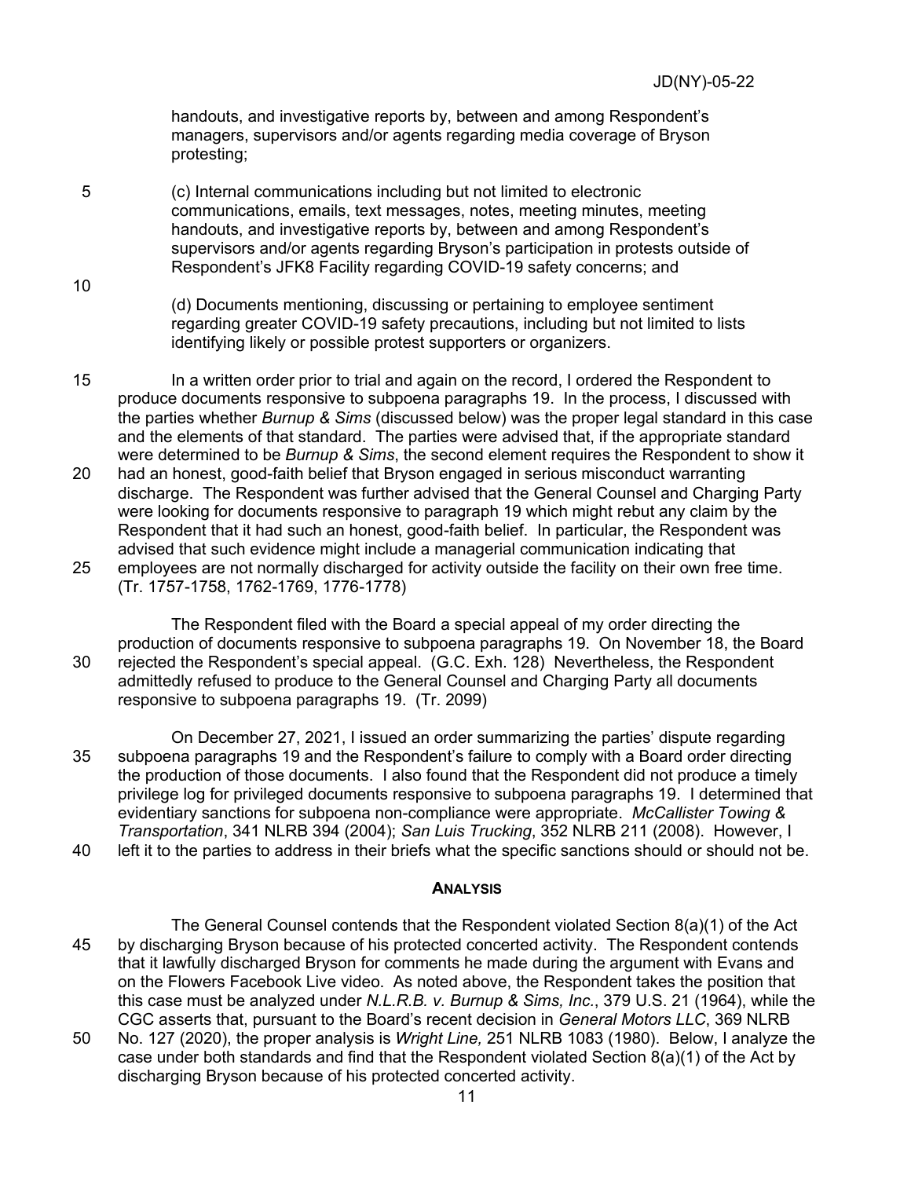handouts, and investigative reports by, between and among Respondent's managers, supervisors and/or agents regarding media coverage of Bryson protesting;

(c) Internal communications including but not limited to electronic communications, emails, text messages, notes, meeting minutes, meeting handouts, and investigative reports by, between and among Respondent's supervisors and/or agents regarding Bryson's participation in protests outside of Respondent's JFK8 Facility regarding COVID-19 safety concerns; and

(d) Documents mentioning, discussing or pertaining to employee sentiment regarding greater COVID-19 safety precautions, including but not limited to lists identifying likely or possible protest supporters or organizers.

In a written order prior to trial and again on the record, I ordered the Respondent to produce documents responsive to subpoena paragraphs 19. In the process, I discussed with the parties whether *Burnup & Sims* (discussed below) was the proper legal standard in this case and the elements of that standard. The parties were advised that, if the appropriate standard were determined to be *Burnup & Sims*, the second element requires the Respondent to show it had an honest, good-faith belief that Bryson engaged in serious misconduct warranting discharge. The Respondent was further advised that the General Counsel and Charging Party were looking for documents responsive to paragraph 19 which might rebut any claim by the Respondent that it had such an honest, good-faith belief. In particular, the Respondent was advised that such evidence might include a managerial communication indicating that employees are not normally discharged for activity outside the facility on their own free time. (Tr. 1757-1758, 1762-1769, 1776-1778)

The Respondent filed with the Board a special appeal of my order directing the production of documents responsive to subpoena paragraphs 19. On November 18, the Board rejected the Respondent's special appeal. (G.C. Exh. 128) Nevertheless, the Respondent admittedly refused to produce to the General Counsel and Charging Party all documents responsive to subpoena paragraphs 19. (Tr. 2099)

On December 27, 2021, I issued an order summarizing the parties' dispute regarding subpoena paragraphs 19 and the Respondent's failure to comply with a Board order directing the production of those documents. I also found that the Respondent did not produce a timely privilege log for privileged documents responsive to subpoena paragraphs 19. I determined that evidentiary sanctions for subpoena non-compliance were appropriate. *McCallister Towing & Transportation*, 341 NLRB 394 (2004); *San Luis Trucking*, 352 NLRB 211 (2008). However, I left it to the parties to address in their briefs what the specific sanctions should or should not be.

## Analysis

The General Counsel contends that the Respondent violated Section 8(a)(1) of the Act by discharging Bryson because of his protected concerted activity. The Respondent contends that it lawfully discharged Bryson for comments he made during the argument with Evans and on the Flowers Facebook Live video. As noted above, the Respondent takes the position that this case must be analyzed under *N.L.R.B. v. Burnup & Sims, Inc.*, 379 U.S. 21 (1964), while the CGC asserts that, pursuant to the Board's recent decision in *General Motors LLC*, 369 NLRB No. 127 (2020), the proper analysis is *Wright Line,* 251 NLRB 1083 (1980). Below, I analyze the case under both standards and find that the Respondent violated Section 8(a)(1) of the Act by discharging Bryson because of his protected concerted activity.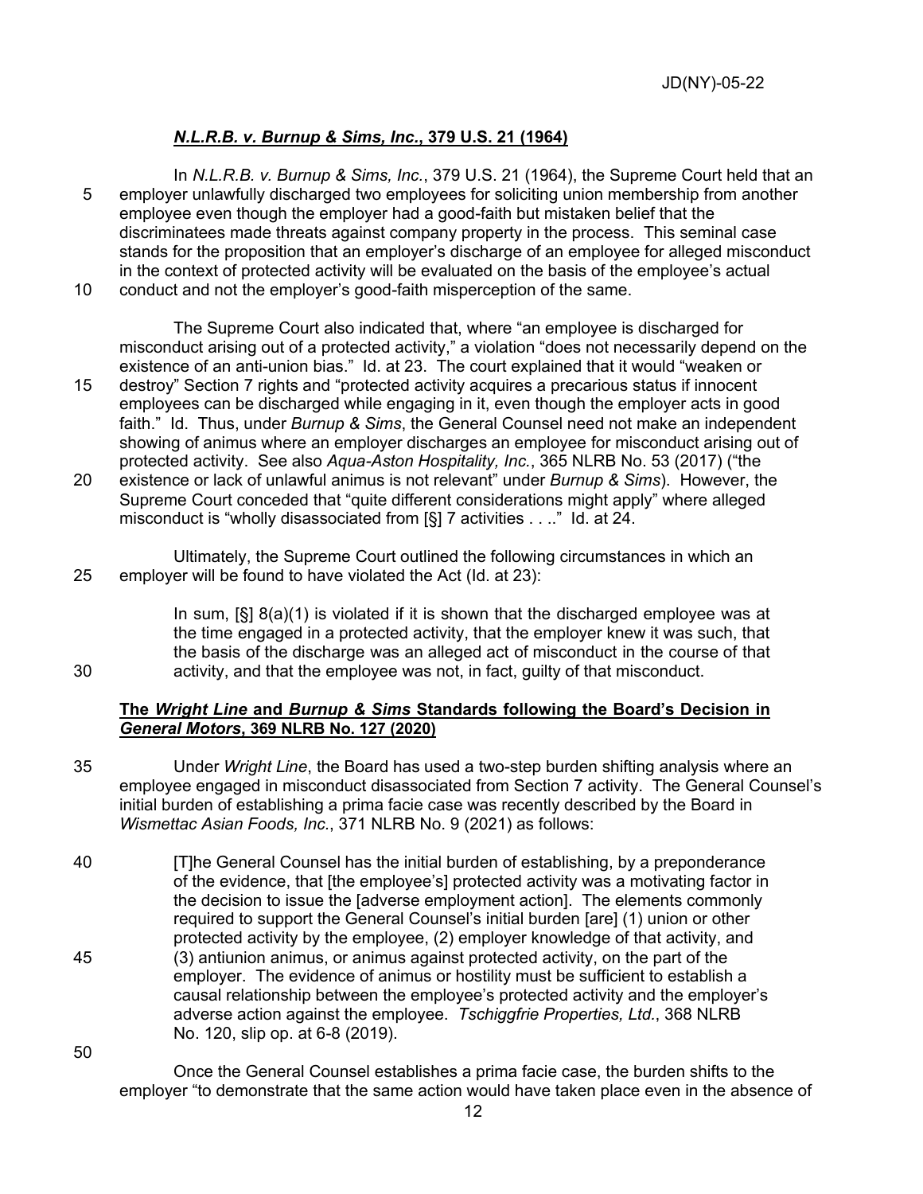### ***N.L.R.B. v. Burnup & Sims, Inc.*, 379 U.S. 21 (1964)**

In *N.L.R.B. v. Burnup & Sims, Inc.*, 379 U.S. 21 (1964), the Supreme Court held that an employer unlawfully discharged two employees for soliciting union membership from another employee even though the employer had a good-faith but mistaken belief that the discriminatees made threats against company property in the process. This seminal case stands for the proposition that an employer's discharge of an employee for alleged misconduct in the context of protected activity will be evaluated on the basis of the employee's actual conduct and not the employer's good-faith misperception of the same.

The Supreme Court also indicated that, where "an employee is discharged for misconduct arising out of a protected activity," a violation "does not necessarily depend on the existence of an anti-union bias." Id. at 23. The court explained that it would "weaken or destroy" Section 7 rights and "protected activity acquires a precarious status if innocent employees can be discharged while engaging in it, even though the employer acts in good faith." Id. Thus, under *Burnup & Sims*, the General Counsel need not make an independent showing of animus where an employer discharges an employee for misconduct arising out of protected activity. See also *Aqua-Aston Hospitality, Inc.*, 365 NLRB No. 53 (2017) ("the existence or lack of unlawful animus is not relevant" under *Burnup & Sims*). However, the Supreme Court conceded that "quite different considerations might apply" where alleged misconduct is "wholly disassociated from [§] 7 activities . . .." Id. at 24.

Ultimately, the Supreme Court outlined the following circumstances in which an employer will be found to have violated the Act (Id. at 23):

> In sum, [§] 8(a)(1) is violated if it is shown that the discharged employee was at the time engaged in a protected activity, that the employer knew it was such, that the basis of the discharge was an alleged act of misconduct in the course of that activity, and that the employee was not, in fact, guilty of that misconduct.

### **The *Wright Line* and *Burnup & Sims* Standards following the Board's Decision in *General Motors*, 369 NLRB No. 127 (2020)**

Under *Wright Line*, the Board has used a two-step burden shifting analysis where an employee engaged in misconduct disassociated from Section 7 activity. The General Counsel's initial burden of establishing a prima facie case was recently described by the Board in *Wismettac Asian Foods, Inc.*, 371 NLRB No. 9 (2021) as follows:

> [T]he General Counsel has the initial burden of establishing, by a preponderance of the evidence, that [the employee's] protected activity was a motivating factor in the decision to issue the [adverse employment action]. The elements commonly required to support the General Counsel's initial burden [are] (1) union or other protected activity by the employee, (2) employer knowledge of that activity, and (3) antiunion animus, or animus against protected activity, on the part of the employer. The evidence of animus or hostility must be sufficient to establish a causal relationship between the employee's protected activity and the employer's adverse action against the employee. *Tschiggfrie Properties, Ltd.*, 368 NLRB No. 120, slip op. at 6-8 (2019).

Once the General Counsel establishes a prima facie case, the burden shifts to the employer "to demonstrate that the same action would have taken place even in the absence of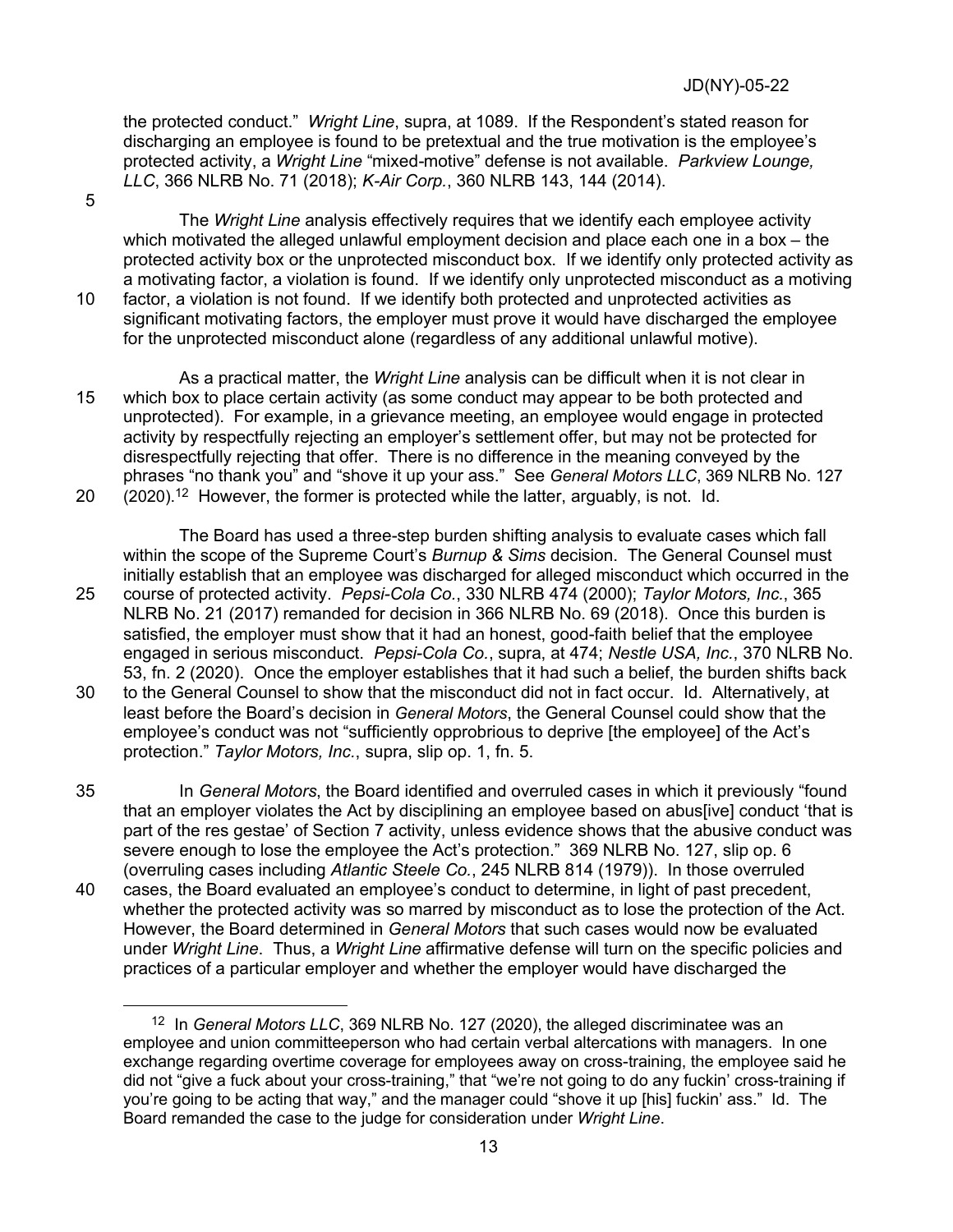the protected conduct." *Wright Line*, supra, at 1089. If the Respondent's stated reason for discharging an employee is found to be pretextual and the true motivation is the employee's protected activity, a *Wright Line* "mixed-motive" defense is not available. *Parkview Lounge, LLC*, 366 NLRB No. 71 (2018); *K-Air Corp.*, 360 NLRB 143, 144 (2014).

The *Wright Line* analysis effectively requires that we identify each employee activity which motivated the alleged unlawful employment decision and place each one in a box – the protected activity box or the unprotected misconduct box. If we identify only protected activity as a motivating factor, a violation is found. If we identify only unprotected misconduct as a motiving factor, a violation is not found. If we identify both protected and unprotected activities as significant motivating factors, the employer must prove it would have discharged the employee for the unprotected misconduct alone (regardless of any additional unlawful motive).

As a practical matter, the *Wright Line* analysis can be difficult when it is not clear in which box to place certain activity (as some conduct may appear to be both protected and unprotected). For example, in a grievance meeting, an employee would engage in protected activity by respectfully rejecting an employer's settlement offer, but may not be protected for disrespectfully rejecting that offer. There is no difference in the meaning conveyed by the phrases "no thank you" and "shove it up your ass." See *General Motors LLC*, 369 NLRB No. 127 (2020).[12] However, the former is protected while the latter, arguably, is not. Id.

The Board has used a three-step burden shifting analysis to evaluate cases which fall within the scope of the Supreme Court's *Burnup & Sims* decision. The General Counsel must initially establish that an employee was discharged for alleged misconduct which occurred in the course of protected activity. *Pepsi-Cola Co.*, 330 NLRB 474 (2000); *Taylor Motors, Inc.*, 365 NLRB No. 21 (2017) remanded for decision in 366 NLRB No. 69 (2018). Once this burden is satisfied, the employer must show that it had an honest, good-faith belief that the employee engaged in serious misconduct. *Pepsi-Cola Co.*, supra, at 474; *Nestle USA, Inc.*, 370 NLRB No. 53, fn. 2 (2020). Once the employer establishes that it had such a belief, the burden shifts back to the General Counsel to show that the misconduct did not in fact occur. Id. Alternatively, at least before the Board's decision in *General Motors*, the General Counsel could show that the employee's conduct was not "sufficiently opprobrious to deprive [the employee] of the Act's protection." *Taylor Motors, Inc.*, supra, slip op. 1, fn. 5.

In *General Motors*, the Board identified and overruled cases in which it previously "found that an employer violates the Act by disciplining an employee based on abus[ive] conduct 'that is part of the res gestae' of Section 7 activity, unless evidence shows that the abusive conduct was severe enough to lose the employee the Act's protection." 369 NLRB No. 127, slip op. 6 (overruling cases including *Atlantic Steele Co.*, 245 NLRB 814 (1979)). In those overruled cases, the Board evaluated an employee's conduct to determine, in light of past precedent, whether the protected activity was so marred by misconduct as to lose the protection of the Act. However, the Board determined in *General Motors* that such cases would now be evaluated under *Wright Line*. Thus, a *Wright Line* affirmative defense will turn on the specific policies and practices of a particular employer and whether the employer would have discharged the

---

[12] In *General Motors LLC*, 369 NLRB No. 127 (2020), the alleged discriminatee was an employee and union committeeperson who had certain verbal altercations with managers. In one exchange regarding overtime coverage for employees away on cross-training, the employee said he did not "give a fuck about your cross-training," that "we're not going to do any fuckin' cross-training if you're going to be acting that way," and the manager could "shove it up [his] fuckin' ass." Id. The Board remanded the case to the judge for consideration under *Wright Line*.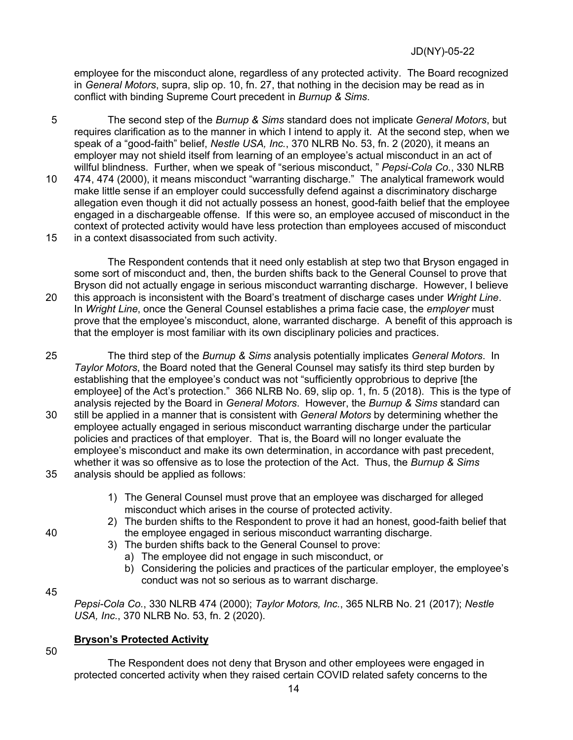employee for the misconduct alone, regardless of any protected activity. The Board recognized in *General Motors*, supra, slip op. 10, fn. 27, that nothing in the decision may be read as in conflict with binding Supreme Court precedent in *Burnup & Sims*.

The second step of the *Burnup & Sims* standard does not implicate *General Motors*, but requires clarification as to the manner in which I intend to apply it. At the second step, when we speak of a "good-faith" belief, *Nestle USA, Inc.*, 370 NLRB No. 53, fn. 2 (2020), it means an employer may not shield itself from learning of an employee's actual misconduct in an act of willful blindness. Further, when we speak of "serious misconduct, " *Pepsi-Cola Co.*, 330 NLRB 474, 474 (2000), it means misconduct "warranting discharge." The analytical framework would make little sense if an employer could successfully defend against a discriminatory discharge allegation even though it did not actually possess an honest, good-faith belief that the employee engaged in a dischargeable offense. If this were so, an employee accused of misconduct in the context of protected activity would have less protection than employees accused of misconduct in a context disassociated from such activity.

The Respondent contends that it need only establish at step two that Bryson engaged in some sort of misconduct and, then, the burden shifts back to the General Counsel to prove that Bryson did not actually engage in serious misconduct warranting discharge. However, I believe this approach is inconsistent with the Board's treatment of discharge cases under *Wright Line*. In *Wright Line*, once the General Counsel establishes a prima facie case, the *employer* must prove that the employee's misconduct, alone, warranted discharge. A benefit of this approach is that the employer is most familiar with its own disciplinary policies and practices.

The third step of the *Burnup & Sims* analysis potentially implicates *General Motors*. In *Taylor Motors*, the Board noted that the General Counsel may satisfy its third step burden by establishing that the employee's conduct was not "sufficiently opprobrious to deprive [the employee] of the Act's protection." 366 NLRB No. 69, slip op. 1, fn. 5 (2018). This is the type of analysis rejected by the Board in *General Motors*. However, the *Burnup & Sims* standard can still be applied in a manner that is consistent with *General Motors* by determining whether the employee actually engaged in serious misconduct warranting discharge under the particular policies and practices of that employer. That is, the Board will no longer evaluate the employee's misconduct and make its own determination, in accordance with past precedent, whether it was so offensive as to lose the protection of the Act. Thus, the *Burnup & Sims* analysis should be applied as follows:

1) The General Counsel must prove that an employee was discharged for alleged misconduct which arises in the course of protected activity.
2) The burden shifts to the Respondent to prove it had an honest, good-faith belief that the employee engaged in serious misconduct warranting discharge.
3) The burden shifts back to the General Counsel to prove:
   a) The employee did not engage in such misconduct, or
   b) Considering the policies and practices of the particular employer, the employee's conduct was not so serious as to warrant discharge.

*Pepsi-Cola Co.*, 330 NLRB 474 (2000); *Taylor Motors, Inc.*, 365 NLRB No. 21 (2017); *Nestle USA, Inc.*, 370 NLRB No. 53, fn. 2 (2020).

**Bryson's Protected Activity**

The Respondent does not deny that Bryson and other employees were engaged in protected concerted activity when they raised certain COVID related safety concerns to the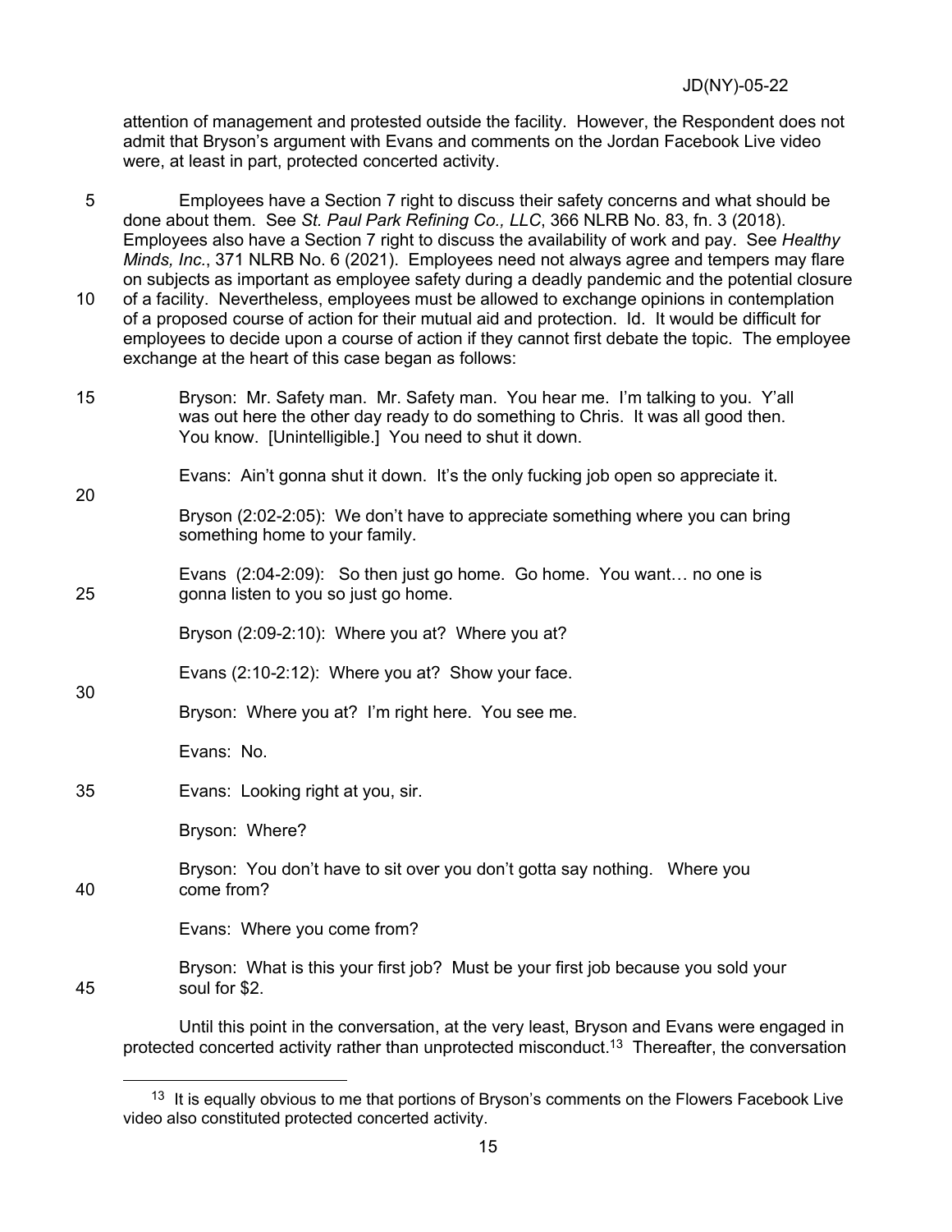attention of management and protested outside the facility. However, the Respondent does not admit that Bryson's argument with Evans and comments on the Jordan Facebook Live video were, at least in part, protected concerted activity.

Employees have a Section 7 right to discuss their safety concerns and what should be done about them. See *St. Paul Park Refining Co., LLC*, 366 NLRB No. 83, fn. 3 (2018). Employees also have a Section 7 right to discuss the availability of work and pay. See *Healthy Minds, Inc.*, 371 NLRB No. 6 (2021). Employees need not always agree and tempers may flare on subjects as important as employee safety during a deadly pandemic and the potential closure of a facility. Nevertheless, employees must be allowed to exchange opinions in contemplation of a proposed course of action for their mutual aid and protection. Id. It would be difficult for employees to decide upon a course of action if they cannot first debate the topic. The employee exchange at the heart of this case began as follows:

> Bryson: Mr. Safety man. Mr. Safety man. You hear me. I'm talking to you. Y'all was out here the other day ready to do something to Chris. It was all good then. You know. [Unintelligible.] You need to shut it down.
>
> Evans: Ain't gonna shut it down. It's the only fucking job open so appreciate it.
>
> Bryson (2:02-2:05): We don't have to appreciate something where you can bring something home to your family.
>
> Evans (2:04-2:09): So then just go home. Go home. You want… no one is gonna listen to you so just go home.
>
> Bryson (2:09-2:10): Where you at? Where you at?
>
> Evans (2:10-2:12): Where you at? Show your face.
>
> Bryson: Where you at? I'm right here. You see me.
>
> Evans: No.
>
> Evans: Looking right at you, sir.
>
> Bryson: Where?
>
> Bryson: You don't have to sit over you don't gotta say nothing. Where you come from?
>
> Evans: Where you come from?
>
> Bryson: What is this your first job? Must be your first job because you sold your soul for $2.

Until this point in the conversation, at the very least, Bryson and Evans were engaged in protected concerted activity rather than unprotected misconduct.[13] Thereafter, the conversation

[13] It is equally obvious to me that portions of Bryson's comments on the Flowers Facebook Live video also constituted protected concerted activity.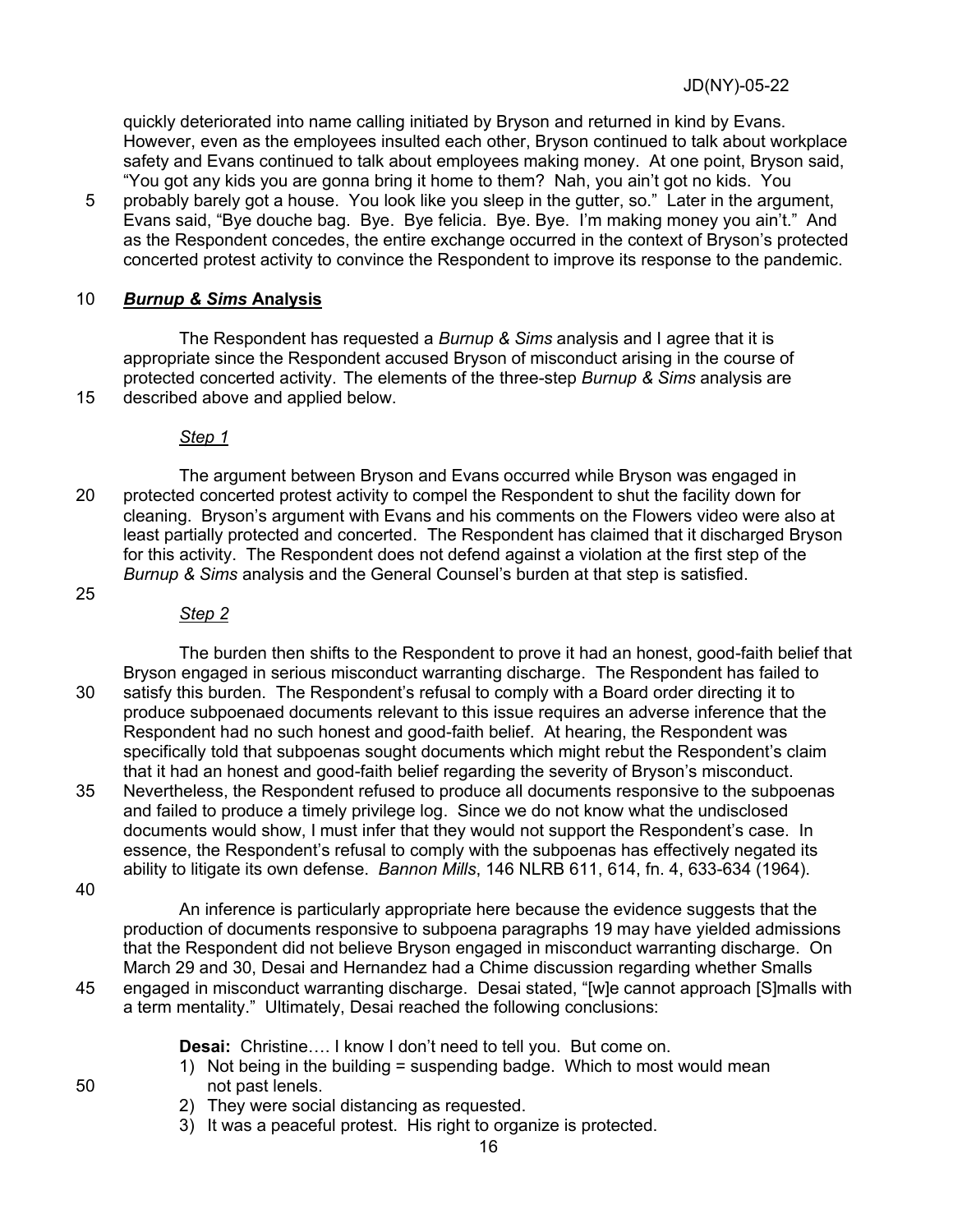quickly deteriorated into name calling initiated by Bryson and returned in kind by Evans. However, even as the employees insulted each other, Bryson continued to talk about workplace safety and Evans continued to talk about employees making money. At one point, Bryson said, "You got any kids you are gonna bring it home to them? Nah, you ain't got no kids. You probably barely got a house. You look like you sleep in the gutter, so." Later in the argument, Evans said, "Bye douche bag. Bye. Bye felicia. Bye. Bye. I'm making money you ain't." And as the Respondent concedes, the entire exchange occurred in the context of Bryson's protected concerted protest activity to convince the Respondent to improve its response to the pandemic.

## ***Burnup & Sims*** **Analysis**

The Respondent has requested a *Burnup & Sims* analysis and I agree that it is appropriate since the Respondent accused Bryson of misconduct arising in the course of protected concerted activity. The elements of the three-step *Burnup & Sims* analysis are described above and applied below.

### *Step 1*

The argument between Bryson and Evans occurred while Bryson was engaged in protected concerted protest activity to compel the Respondent to shut the facility down for cleaning. Bryson's argument with Evans and his comments on the Flowers video were also at least partially protected and concerted. The Respondent has claimed that it discharged Bryson for this activity. The Respondent does not defend against a violation at the first step of the *Burnup & Sims* analysis and the General Counsel's burden at that step is satisfied.

### *Step 2*

The burden then shifts to the Respondent to prove it had an honest, good-faith belief that Bryson engaged in serious misconduct warranting discharge. The Respondent has failed to satisfy this burden. The Respondent's refusal to comply with a Board order directing it to produce subpoenaed documents relevant to this issue requires an adverse inference that the Respondent had no such honest and good-faith belief. At hearing, the Respondent was specifically told that subpoenas sought documents which might rebut the Respondent's claim that it had an honest and good-faith belief regarding the severity of Bryson's misconduct. Nevertheless, the Respondent refused to produce all documents responsive to the subpoenas and failed to produce a timely privilege log. Since we do not know what the undisclosed documents would show, I must infer that they would not support the Respondent's case. In essence, the Respondent's refusal to comply with the subpoenas has effectively negated its ability to litigate its own defense. *Bannon Mills*, 146 NLRB 611, 614, fn. 4, 633-634 (1964).

An inference is particularly appropriate here because the evidence suggests that the production of documents responsive to subpoena paragraphs 19 may have yielded admissions that the Respondent did not believe Bryson engaged in misconduct warranting discharge. On March 29 and 30, Desai and Hernandez had a Chime discussion regarding whether Smalls engaged in misconduct warranting discharge. Desai stated, "[w]e cannot approach [S]malls with a term mentality." Ultimately, Desai reached the following conclusions:

> **Desai:** Christine…. I know I don't need to tell you. But come on.
> 1) Not being in the building = suspending badge. Which to most would mean not past lenels.
> 2) They were social distancing as requested.
> 3) It was a peaceful protest. His right to organize is protected.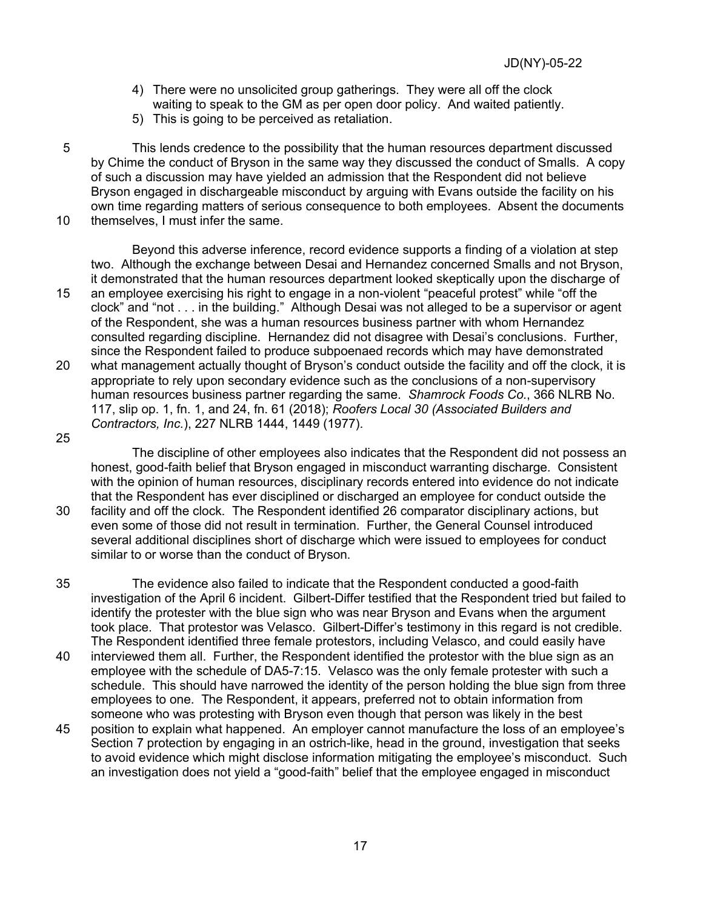4) There were no unsolicited group gatherings. They were all off the clock waiting to speak to the GM as per open door policy. And waited patiently.
5) This is going to be perceived as retaliation.

This lends credence to the possibility that the human resources department discussed by Chime the conduct of Bryson in the same way they discussed the conduct of Smalls. A copy of such a discussion may have yielded an admission that the Respondent did not believe Bryson engaged in dischargeable misconduct by arguing with Evans outside the facility on his own time regarding matters of serious consequence to both employees. Absent the documents themselves, I must infer the same.

Beyond this adverse inference, record evidence supports a finding of a violation at step two. Although the exchange between Desai and Hernandez concerned Smalls and not Bryson, it demonstrated that the human resources department looked skeptically upon the discharge of an employee exercising his right to engage in a non-violent "peaceful protest" while "off the clock" and "not . . . in the building." Although Desai was not alleged to be a supervisor or agent of the Respondent, she was a human resources business partner with whom Hernandez consulted regarding discipline. Hernandez did not disagree with Desai's conclusions. Further, since the Respondent failed to produce subpoenaed records which may have demonstrated what management actually thought of Bryson's conduct outside the facility and off the clock, it is appropriate to rely upon secondary evidence such as the conclusions of a non-supervisory human resources business partner regarding the same. *Shamrock Foods Co.*, 366 NLRB No. 117, slip op. 1, fn. 1, and 24, fn. 61 (2018); *Roofers Local 30 (Associated Builders and Contractors, Inc.*), 227 NLRB 1444, 1449 (1977).

The discipline of other employees also indicates that the Respondent did not possess an honest, good-faith belief that Bryson engaged in misconduct warranting discharge. Consistent with the opinion of human resources, disciplinary records entered into evidence do not indicate that the Respondent has ever disciplined or discharged an employee for conduct outside the facility and off the clock. The Respondent identified 26 comparator disciplinary actions, but even some of those did not result in termination. Further, the General Counsel introduced several additional disciplines short of discharge which were issued to employees for conduct similar to or worse than the conduct of Bryson.

The evidence also failed to indicate that the Respondent conducted a good-faith investigation of the April 6 incident. Gilbert-Differ testified that the Respondent tried but failed to identify the protester with the blue sign who was near Bryson and Evans when the argument took place. That protestor was Velasco. Gilbert-Differ's testimony in this regard is not credible. The Respondent identified three female protestors, including Velasco, and could easily have interviewed them all. Further, the Respondent identified the protestor with the blue sign as an employee with the schedule of DA5-7:15. Velasco was the only female protester with such a schedule. This should have narrowed the identity of the person holding the blue sign from three employees to one. The Respondent, it appears, preferred not to obtain information from someone who was protesting with Bryson even though that person was likely in the best position to explain what happened. An employer cannot manufacture the loss of an employee's Section 7 protection by engaging in an ostrich-like, head in the ground, investigation that seeks to avoid evidence which might disclose information mitigating the employee's misconduct. Such an investigation does not yield a "good-faith" belief that the employee engaged in misconduct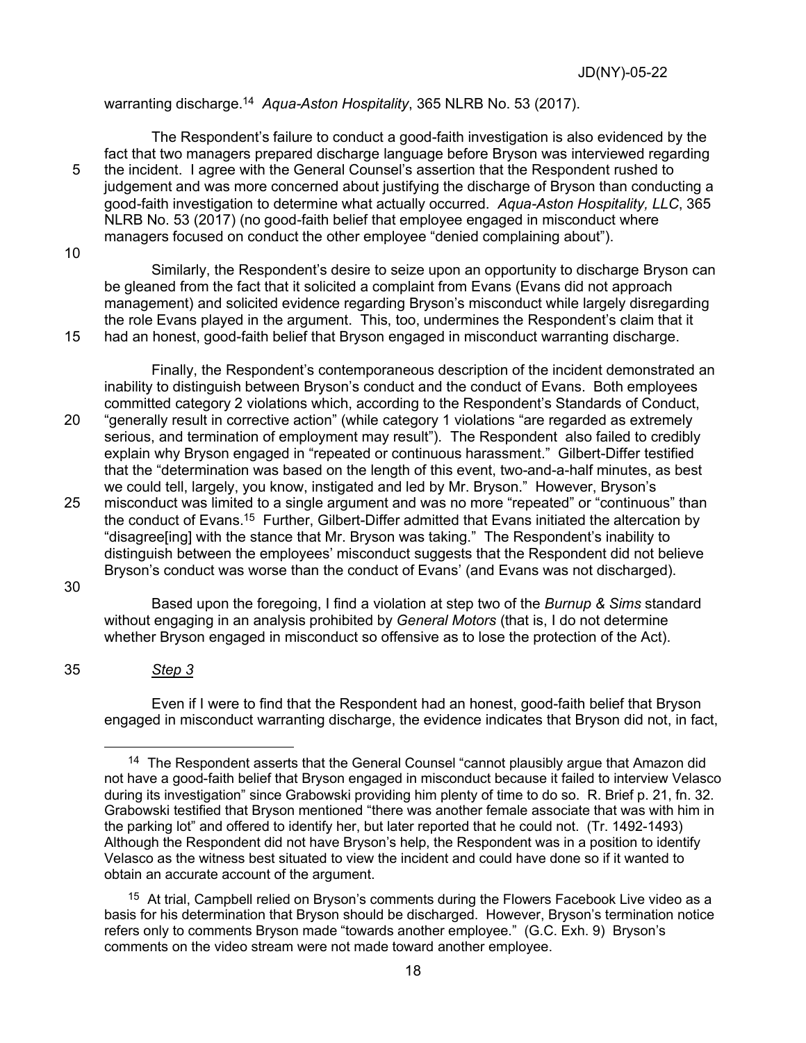warranting discharge.[14] *Aqua-Aston Hospitality*, 365 NLRB No. 53 (2017).

The Respondent's failure to conduct a good-faith investigation is also evidenced by the fact that two managers prepared discharge language before Bryson was interviewed regarding the incident. I agree with the General Counsel's assertion that the Respondent rushed to judgement and was more concerned about justifying the discharge of Bryson than conducting a good-faith investigation to determine what actually occurred. *Aqua-Aston Hospitality, LLC*, 365 NLRB No. 53 (2017) (no good-faith belief that employee engaged in misconduct where managers focused on conduct the other employee "denied complaining about").

Similarly, the Respondent's desire to seize upon an opportunity to discharge Bryson can be gleaned from the fact that it solicited a complaint from Evans (Evans did not approach management) and solicited evidence regarding Bryson's misconduct while largely disregarding the role Evans played in the argument. This, too, undermines the Respondent's claim that it had an honest, good-faith belief that Bryson engaged in misconduct warranting discharge.

Finally, the Respondent's contemporaneous description of the incident demonstrated an inability to distinguish between Bryson's conduct and the conduct of Evans. Both employees committed category 2 violations which, according to the Respondent's Standards of Conduct, "generally result in corrective action" (while category 1 violations "are regarded as extremely serious, and termination of employment may result"). The Respondent also failed to credibly explain why Bryson engaged in "repeated or continuous harassment." Gilbert-Differ testified that the "determination was based on the length of this event, two-and-a-half minutes, as best we could tell, largely, you know, instigated and led by Mr. Bryson." However, Bryson's misconduct was limited to a single argument and was no more "repeated" or "continuous" than the conduct of Evans.[15] Further, Gilbert-Differ admitted that Evans initiated the altercation by "disagree[ing] with the stance that Mr. Bryson was taking." The Respondent's inability to distinguish between the employees' misconduct suggests that the Respondent did not believe Bryson's conduct was worse than the conduct of Evans' (and Evans was not discharged).

Based upon the foregoing, I find a violation at step two of the *Burnup & Sims* standard without engaging in an analysis prohibited by *General Motors* (that is, I do not determine whether Bryson engaged in misconduct so offensive as to lose the protection of the Act).

*Step 3*

Even if I were to find that the Respondent had an honest, good-faith belief that Bryson engaged in misconduct warranting discharge, the evidence indicates that Bryson did not, in fact,

---

[14] The Respondent asserts that the General Counsel "cannot plausibly argue that Amazon did not have a good-faith belief that Bryson engaged in misconduct because it failed to interview Velasco during its investigation" since Grabowski providing him plenty of time to do so. R. Brief p. 21, fn. 32. Grabowski testified that Bryson mentioned "there was another female associate that was with him in the parking lot" and offered to identify her, but later reported that he could not. (Tr. 1492-1493) Although the Respondent did not have Bryson's help, the Respondent was in a position to identify Velasco as the witness best situated to view the incident and could have done so if it wanted to obtain an accurate account of the argument.

[15] At trial, Campbell relied on Bryson's comments during the Flowers Facebook Live video as a basis for his determination that Bryson should be discharged. However, Bryson's termination notice refers only to comments Bryson made "towards another employee." (G.C. Exh. 9) Bryson's comments on the video stream were not made toward another employee.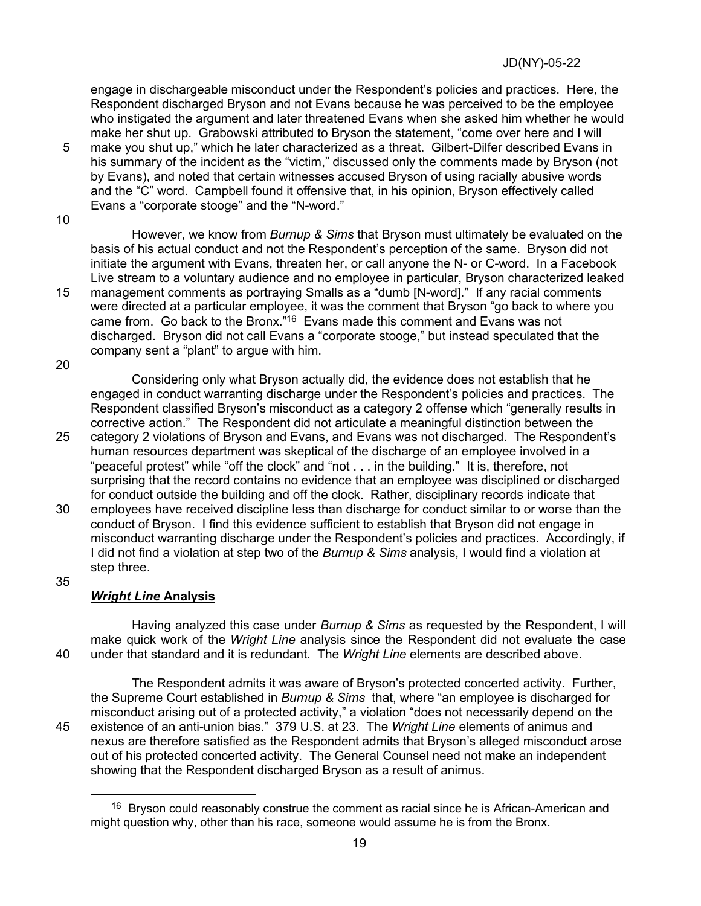engage in dischargeable misconduct under the Respondent's policies and practices. Here, the Respondent discharged Bryson and not Evans because he was perceived to be the employee who instigated the argument and later threatened Evans when she asked him whether he would make her shut up. Grabowski attributed to Bryson the statement, "come over here and I will make you shut up," which he later characterized as a threat. Gilbert-Dilfer described Evans in his summary of the incident as the "victim," discussed only the comments made by Bryson (not by Evans), and noted that certain witnesses accused Bryson of using racially abusive words and the "C" word. Campbell found it offensive that, in his opinion, Bryson effectively called Evans a "corporate stooge" and the "N-word."

However, we know from *Burnup & Sims* that Bryson must ultimately be evaluated on the basis of his actual conduct and not the Respondent's perception of the same. Bryson did not initiate the argument with Evans, threaten her, or call anyone the N- or C-word. In a Facebook Live stream to a voluntary audience and no employee in particular, Bryson characterized leaked management comments as portraying Smalls as a "dumb [N-word]." If any racial comments were directed at a particular employee, it was the comment that Bryson "go back to where you came from. Go back to the Bronx."[16] Evans made this comment and Evans was not discharged. Bryson did not call Evans a "corporate stooge," but instead speculated that the company sent a "plant" to argue with him.

Considering only what Bryson actually did, the evidence does not establish that he engaged in conduct warranting discharge under the Respondent's policies and practices. The Respondent classified Bryson's misconduct as a category 2 offense which "generally results in corrective action." The Respondent did not articulate a meaningful distinction between the category 2 violations of Bryson and Evans, and Evans was not discharged. The Respondent's human resources department was skeptical of the discharge of an employee involved in a "peaceful protest" while "off the clock" and "not . . . in the building." It is, therefore, not surprising that the record contains no evidence that an employee was disciplined or discharged for conduct outside the building and off the clock. Rather, disciplinary records indicate that employees have received discipline less than discharge for conduct similar to or worse than the conduct of Bryson. I find this evidence sufficient to establish that Bryson did not engage in misconduct warranting discharge under the Respondent's policies and practices. Accordingly, if I did not find a violation at step two of the *Burnup & Sims* analysis, I would find a violation at step three.

### ***Wright Line* Analysis**

Having analyzed this case under *Burnup & Sims* as requested by the Respondent, I will make quick work of the *Wright Line* analysis since the Respondent did not evaluate the case under that standard and it is redundant. The *Wright Line* elements are described above.

The Respondent admits it was aware of Bryson's protected concerted activity. Further, the Supreme Court established in *Burnup & Sims* that, where "an employee is discharged for misconduct arising out of a protected activity," a violation "does not necessarily depend on the existence of an anti-union bias." 379 U.S. at 23. The *Wright Line* elements of animus and nexus are therefore satisfied as the Respondent admits that Bryson's alleged misconduct arose out of his protected concerted activity. The General Counsel need not make an independent showing that the Respondent discharged Bryson as a result of animus.

[16] Bryson could reasonably construe the comment as racial since he is African-American and might question why, other than his race, someone would assume he is from the Bronx.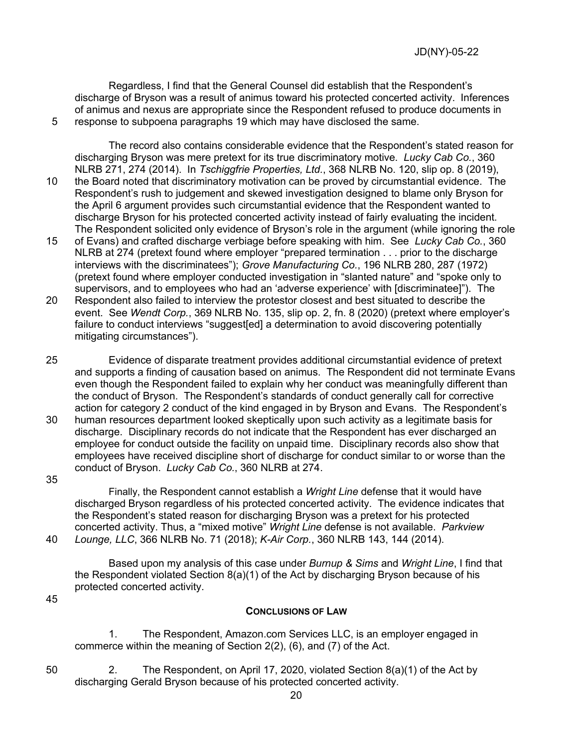Regardless, I find that the General Counsel did establish that the Respondent's discharge of Bryson was a result of animus toward his protected concerted activity. Inferences of animus and nexus are appropriate since the Respondent refused to produce documents in response to subpoena paragraphs 19 which may have disclosed the same.

The record also contains considerable evidence that the Respondent's stated reason for discharging Bryson was mere pretext for its true discriminatory motive. *Lucky Cab Co.*, 360 NLRB 271, 274 (2014). In *Tschiggfrie Properties, Ltd.*, 368 NLRB No. 120, slip op. 8 (2019), the Board noted that discriminatory motivation can be proved by circumstantial evidence. The Respondent's rush to judgement and skewed investigation designed to blame only Bryson for the April 6 argument provides such circumstantial evidence that the Respondent wanted to discharge Bryson for his protected concerted activity instead of fairly evaluating the incident. The Respondent solicited only evidence of Bryson's role in the argument (while ignoring the role of Evans) and crafted discharge verbiage before speaking with him. See *Lucky Cab Co.*, 360 NLRB at 274 (pretext found where employer "prepared termination . . . prior to the discharge interviews with the discriminatees"); *Grove Manufacturing Co.*, 196 NLRB 280, 287 (1972) (pretext found where employer conducted investigation in "slanted nature" and "spoke only to supervisors, and to employees who had an 'adverse experience' with [discriminatee]"). The Respondent also failed to interview the protestor closest and best situated to describe the event. See *Wendt Corp.*, 369 NLRB No. 135, slip op. 2, fn. 8 (2020) (pretext where employer's failure to conduct interviews "suggest[ed] a determination to avoid discovering potentially mitigating circumstances").

Evidence of disparate treatment provides additional circumstantial evidence of pretext and supports a finding of causation based on animus. The Respondent did not terminate Evans even though the Respondent failed to explain why her conduct was meaningfully different than the conduct of Bryson. The Respondent's standards of conduct generally call for corrective action for category 2 conduct of the kind engaged in by Bryson and Evans. The Respondent's human resources department looked skeptically upon such activity as a legitimate basis for discharge. Disciplinary records do not indicate that the Respondent has ever discharged an employee for conduct outside the facility on unpaid time. Disciplinary records also show that employees have received discipline short of discharge for conduct similar to or worse than the conduct of Bryson. *Lucky Cab Co.*, 360 NLRB at 274.

Finally, the Respondent cannot establish a *Wright Line* defense that it would have discharged Bryson regardless of his protected concerted activity. The evidence indicates that the Respondent's stated reason for discharging Bryson was a pretext for his protected concerted activity. Thus, a "mixed motive" *Wright Line* defense is not available. *Parkview Lounge, LLC*, 366 NLRB No. 71 (2018); *K-Air Corp.*, 360 NLRB 143, 144 (2014).

Based upon my analysis of this case under *Burnup & Sims* and *Wright Line*, I find that the Respondent violated Section 8(a)(1) of the Act by discharging Bryson because of his protected concerted activity.

## CONCLUSIONS OF LAW

1. The Respondent, Amazon.com Services LLC, is an employer engaged in commerce within the meaning of Section 2(2), (6), and (7) of the Act.

2. The Respondent, on April 17, 2020, violated Section 8(a)(1) of the Act by discharging Gerald Bryson because of his protected concerted activity.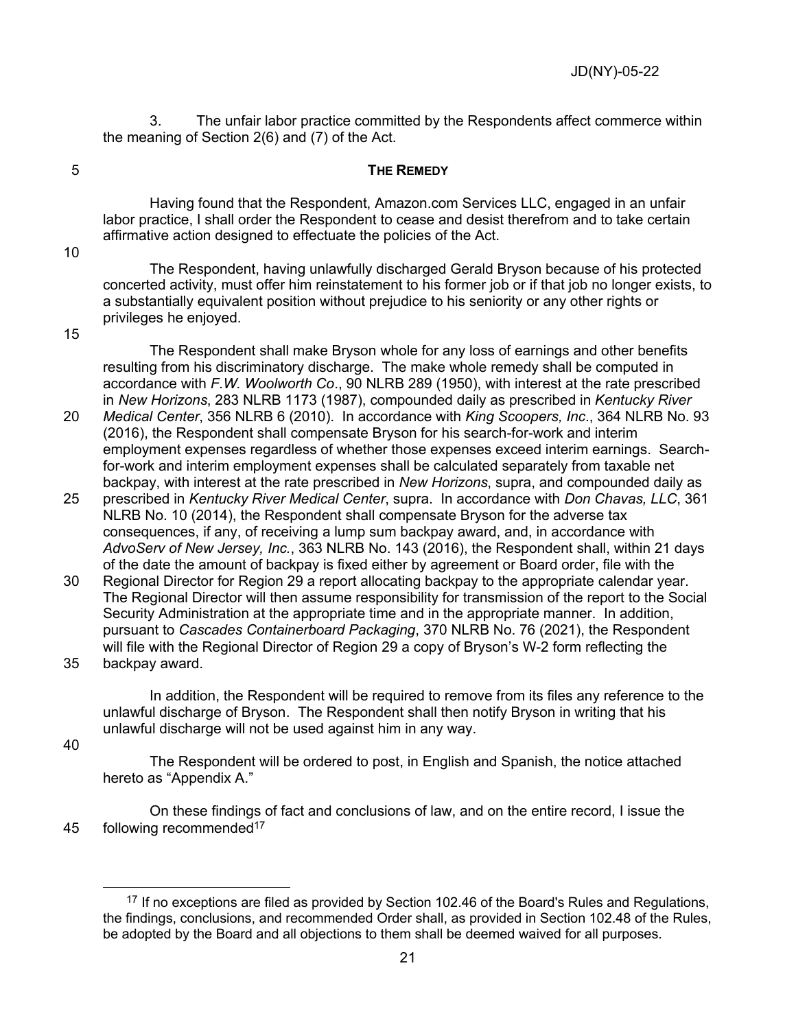3. The unfair labor practice committed by the Respondents affect commerce within the meaning of Section 2(6) and (7) of the Act.

## THE REMEDY

Having found that the Respondent, Amazon.com Services LLC, engaged in an unfair labor practice, I shall order the Respondent to cease and desist therefrom and to take certain affirmative action designed to effectuate the policies of the Act.

The Respondent, having unlawfully discharged Gerald Bryson because of his protected concerted activity, must offer him reinstatement to his former job or if that job no longer exists, to a substantially equivalent position without prejudice to his seniority or any other rights or privileges he enjoyed.

The Respondent shall make Bryson whole for any loss of earnings and other benefits resulting from his discriminatory discharge. The make whole remedy shall be computed in accordance with *F.W. Woolworth Co*., 90 NLRB 289 (1950), with interest at the rate prescribed in *New Horizons*, 283 NLRB 1173 (1987), compounded daily as prescribed in *Kentucky River Medical Center*, 356 NLRB 6 (2010). In accordance with *King Scoopers, Inc*., 364 NLRB No. 93 (2016), the Respondent shall compensate Bryson for his search-for-work and interim employment expenses regardless of whether those expenses exceed interim earnings. Search-for-work and interim employment expenses shall be calculated separately from taxable net backpay, with interest at the rate prescribed in *New Horizons*, supra, and compounded daily as prescribed in *Kentucky River Medical Center*, supra. In accordance with *Don Chavas, LLC*, 361 NLRB No. 10 (2014), the Respondent shall compensate Bryson for the adverse tax consequences, if any, of receiving a lump sum backpay award, and, in accordance with *AdvoServ of New Jersey, Inc.*, 363 NLRB No. 143 (2016), the Respondent shall, within 21 days of the date the amount of backpay is fixed either by agreement or Board order, file with the Regional Director for Region 29 a report allocating backpay to the appropriate calendar year. The Regional Director will then assume responsibility for transmission of the report to the Social Security Administration at the appropriate time and in the appropriate manner. In addition, pursuant to *Cascades Containerboard Packaging*, 370 NLRB No. 76 (2021), the Respondent will file with the Regional Director of Region 29 a copy of Bryson's W-2 form reflecting the backpay award.

In addition, the Respondent will be required to remove from its files any reference to the unlawful discharge of Bryson. The Respondent shall then notify Bryson in writing that his unlawful discharge will not be used against him in any way.

The Respondent will be ordered to post, in English and Spanish, the notice attached hereto as "Appendix A."

On these findings of fact and conclusions of law, and on the entire record, I issue the following recommended[17]

---

[17] If no exceptions are filed as provided by Section 102.46 of the Board's Rules and Regulations, the findings, conclusions, and recommended Order shall, as provided in Section 102.48 of the Rules, be adopted by the Board and all objections to them shall be deemed waived for all purposes.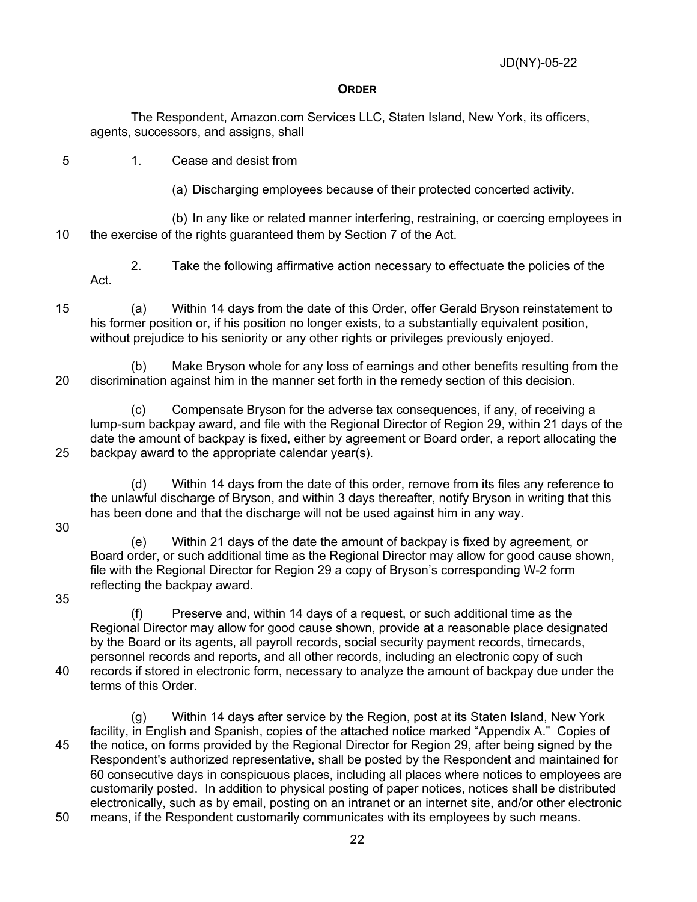## ORDER

The Respondent, Amazon.com Services LLC, Staten Island, New York, its officers, agents, successors, and assigns, shall

1. Cease and desist from

   (a) Discharging employees because of their protected concerted activity.

   (b) In any like or related manner interfering, restraining, or coercing employees in the exercise of the rights guaranteed them by Section 7 of the Act.

2. Take the following affirmative action necessary to effectuate the policies of the Act.

   (a) Within 14 days from the date of this Order, offer Gerald Bryson reinstatement to his former position or, if his position no longer exists, to a substantially equivalent position, without prejudice to his seniority or any other rights or privileges previously enjoyed.

   (b) Make Bryson whole for any loss of earnings and other benefits resulting from the discrimination against him in the manner set forth in the remedy section of this decision.

   (c) Compensate Bryson for the adverse tax consequences, if any, of receiving a lump-sum backpay award, and file with the Regional Director of Region 29, within 21 days of the date the amount of backpay is fixed, either by agreement or Board order, a report allocating the backpay award to the appropriate calendar year(s).

   (d) Within 14 days from the date of this order, remove from its files any reference to the unlawful discharge of Bryson, and within 3 days thereafter, notify Bryson in writing that this has been done and that the discharge will not be used against him in any way.

   (e) Within 21 days of the date the amount of backpay is fixed by agreement, or Board order, or such additional time as the Regional Director may allow for good cause shown, file with the Regional Director for Region 29 a copy of Bryson's corresponding W-2 form reflecting the backpay award.

   (f) Preserve and, within 14 days of a request, or such additional time as the Regional Director may allow for good cause shown, provide at a reasonable place designated by the Board or its agents, all payroll records, social security payment records, timecards, personnel records and reports, and all other records, including an electronic copy of such records if stored in electronic form, necessary to analyze the amount of backpay due under the terms of this Order.

   (g) Within 14 days after service by the Region, post at its Staten Island, New York facility, in English and Spanish, copies of the attached notice marked "Appendix A." Copies of the notice, on forms provided by the Regional Director for Region 29, after being signed by the Respondent's authorized representative, shall be posted by the Respondent and maintained for 60 consecutive days in conspicuous places, including all places where notices to employees are customarily posted. In addition to physical posting of paper notices, notices shall be distributed electronically, such as by email, posting on an intranet or an internet site, and/or other electronic means, if the Respondent customarily communicates with its employees by such means.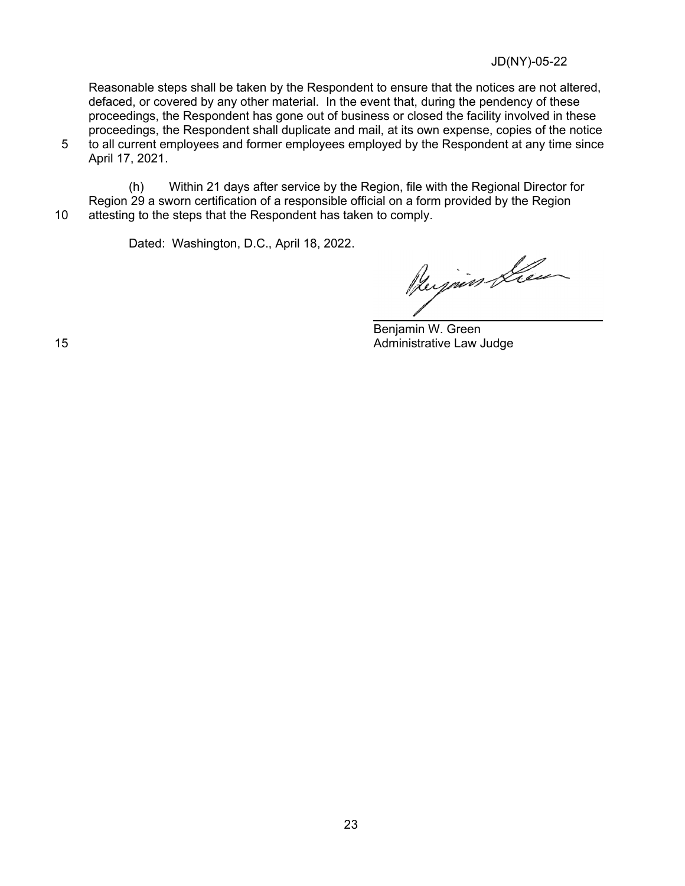Reasonable steps shall be taken by the Respondent to ensure that the notices are not altered, defaced, or covered by any other material. In the event that, during the pendency of these proceedings, the Respondent has gone out of business or closed the facility involved in these proceedings, the Respondent shall duplicate and mail, at its own expense, copies of the notice to all current employees and former employees employed by the Respondent at any time since April 17, 2021.

(h) Within 21 days after service by the Region, file with the Regional Director for Region 29 a sworn certification of a responsible official on a form provided by the Region attesting to the steps that the Respondent has taken to comply.

Dated: Washington, D.C., April 18, 2022.

Benjamin W. Green
Administrative Law Judge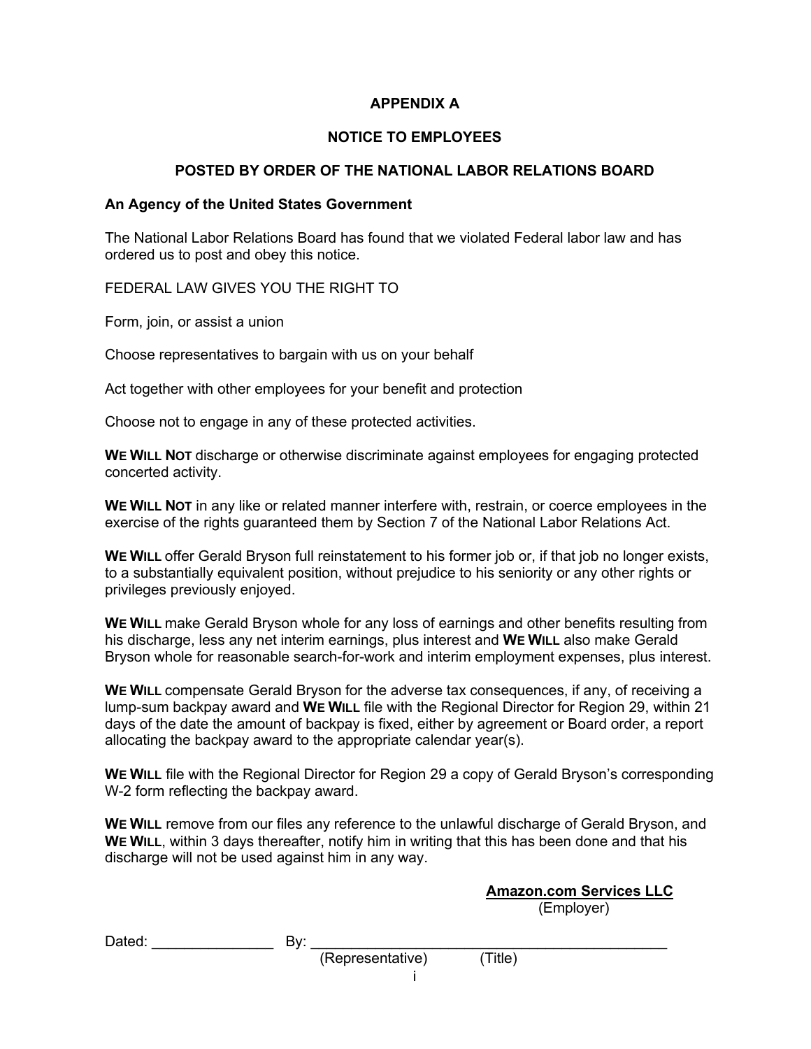# APPENDIX A

## NOTICE TO EMPLOYEES

## POSTED BY ORDER OF THE NATIONAL LABOR RELATIONS BOARD

**An Agency of the United States Government**

The National Labor Relations Board has found that we violated Federal labor law and has ordered us to post and obey this notice.

FEDERAL LAW GIVES YOU THE RIGHT TO

Form, join, or assist a union

Choose representatives to bargain with us on your behalf

Act together with other employees for your benefit and protection

Choose not to engage in any of these protected activities.

**WE WILL NOT** discharge or otherwise discriminate against employees for engaging protected concerted activity.

**WE WILL NOT** in any like or related manner interfere with, restrain, or coerce employees in the exercise of the rights guaranteed them by Section 7 of the National Labor Relations Act.

**WE WILL** offer Gerald Bryson full reinstatement to his former job or, if that job no longer exists, to a substantially equivalent position, without prejudice to his seniority or any other rights or privileges previously enjoyed.

**WE WILL** make Gerald Bryson whole for any loss of earnings and other benefits resulting from his discharge, less any net interim earnings, plus interest and **WE WILL** also make Gerald Bryson whole for reasonable search-for-work and interim employment expenses, plus interest.

**WE WILL** compensate Gerald Bryson for the adverse tax consequences, if any, of receiving a lump-sum backpay award and **WE WILL** file with the Regional Director for Region 29, within 21 days of the date the amount of backpay is fixed, either by agreement or Board order, a report allocating the backpay award to the appropriate calendar year(s).

**WE WILL** file with the Regional Director for Region 29 a copy of Gerald Bryson's corresponding W-2 form reflecting the backpay award.

**WE WILL** remove from our files any reference to the unlawful discharge of Gerald Bryson, and **WE WILL**, within 3 days thereafter, notify him in writing that this has been done and that his discharge will not be used against him in any way.

**Amazon.com Services LLC**
(Employer)

Dated: _______________ By: ____________________________________________
(Representative) (Title)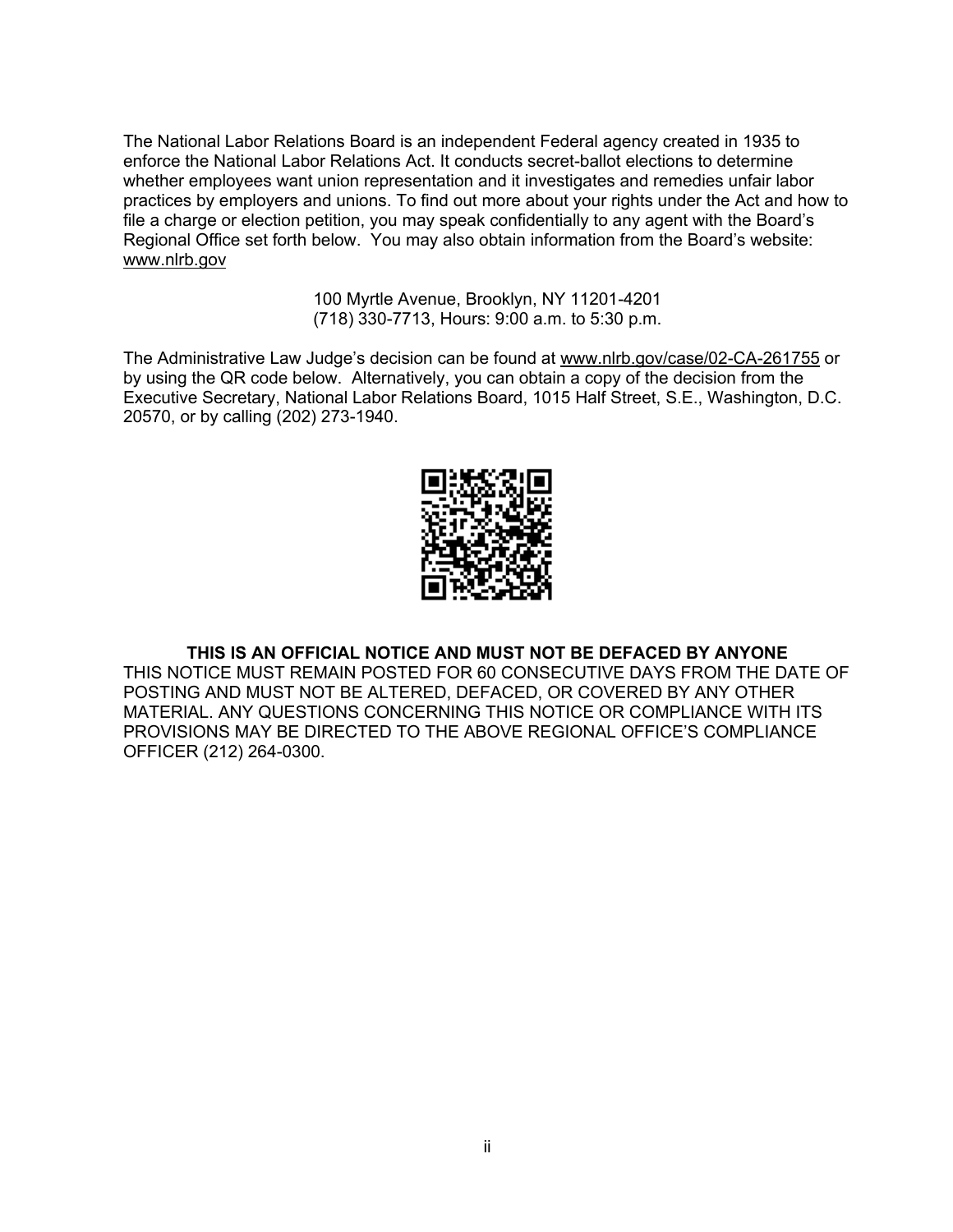The National Labor Relations Board is an independent Federal agency created in 1935 to enforce the National Labor Relations Act. It conducts secret-ballot elections to determine whether employees want union representation and it investigates and remedies unfair labor practices by employers and unions. To find out more about your rights under the Act and how to file a charge or election petition, you may speak confidentially to any agent with the Board's Regional Office set forth below. You may also obtain information from the Board's website: www.nlrb.gov

100 Myrtle Avenue, Brooklyn, NY 11201-4201
(718) 330-7713, Hours: 9:00 a.m. to 5:30 p.m.

The Administrative Law Judge's decision can be found at www.nlrb.gov/case/02-CA-261755 or by using the QR code below. Alternatively, you can obtain a copy of the decision from the Executive Secretary, National Labor Relations Board, 1015 Half Street, S.E., Washington, D.C. 20570, or by calling (202) 273-1940.

**THIS IS AN OFFICIAL NOTICE AND MUST NOT BE DEFACED BY ANYONE**

THIS NOTICE MUST REMAIN POSTED FOR 60 CONSECUTIVE DAYS FROM THE DATE OF POSTING AND MUST NOT BE ALTERED, DEFACED, OR COVERED BY ANY OTHER MATERIAL. ANY QUESTIONS CONCERNING THIS NOTICE OR COMPLIANCE WITH ITS PROVISIONS MAY BE DIRECTED TO THE ABOVE REGIONAL OFFICE'S COMPLIANCE OFFICER (212) 264-0300.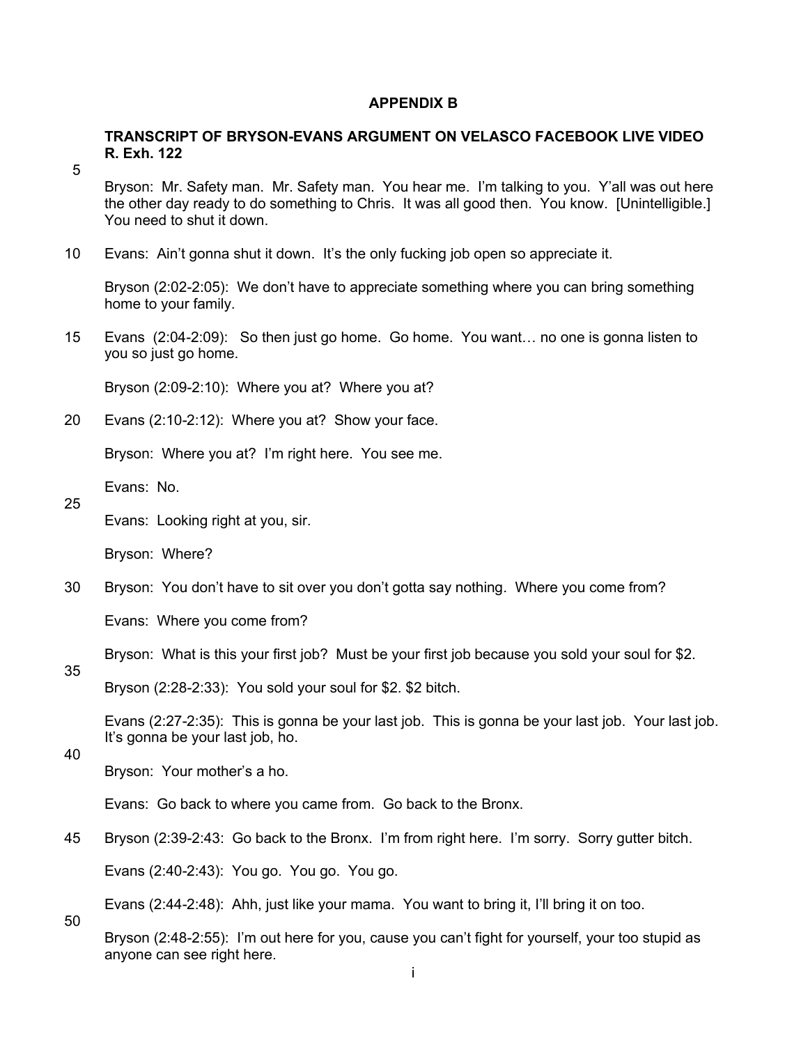## APPENDIX B

### TRANSCRIPT OF BRYSON-EVANS ARGUMENT ON VELASCO FACEBOOK LIVE VIDEO R. Exh. 122

Bryson: Mr. Safety man. Mr. Safety man. You hear me. I'm talking to you. Y'all was out here the other day ready to do something to Chris. It was all good then. You know. [Unintelligible.] You need to shut it down.

Evans: Ain't gonna shut it down. It's the only fucking job open so appreciate it.

Bryson (2:02-2:05): We don't have to appreciate something where you can bring something home to your family.

Evans (2:04-2:09): So then just go home. Go home. You want… no one is gonna listen to you so just go home.

Bryson (2:09-2:10): Where you at? Where you at?

Evans (2:10-2:12): Where you at? Show your face.

Bryson: Where you at? I'm right here. You see me.

Evans: No.

Evans: Looking right at you, sir.

Bryson: Where?

Bryson: You don't have to sit over you don't gotta say nothing. Where you come from?

Evans: Where you come from?

Bryson: What is this your first job? Must be your first job because you sold your soul for $2.

Bryson (2:28-2:33): You sold your soul for $2. $2 bitch.

Evans (2:27-2:35): This is gonna be your last job. This is gonna be your last job. Your last job. It's gonna be your last job, ho.

Bryson: Your mother's a ho.

Evans: Go back to where you came from. Go back to the Bronx.

Bryson (2:39-2:43: Go back to the Bronx. I'm from right here. I'm sorry. Sorry gutter bitch.

Evans (2:40-2:43): You go. You go. You go.

Evans (2:44-2:48): Ahh, just like your mama. You want to bring it, I'll bring it on too.

Bryson (2:48-2:55): I'm out here for you, cause you can't fight for yourself, your too stupid as anyone can see right here.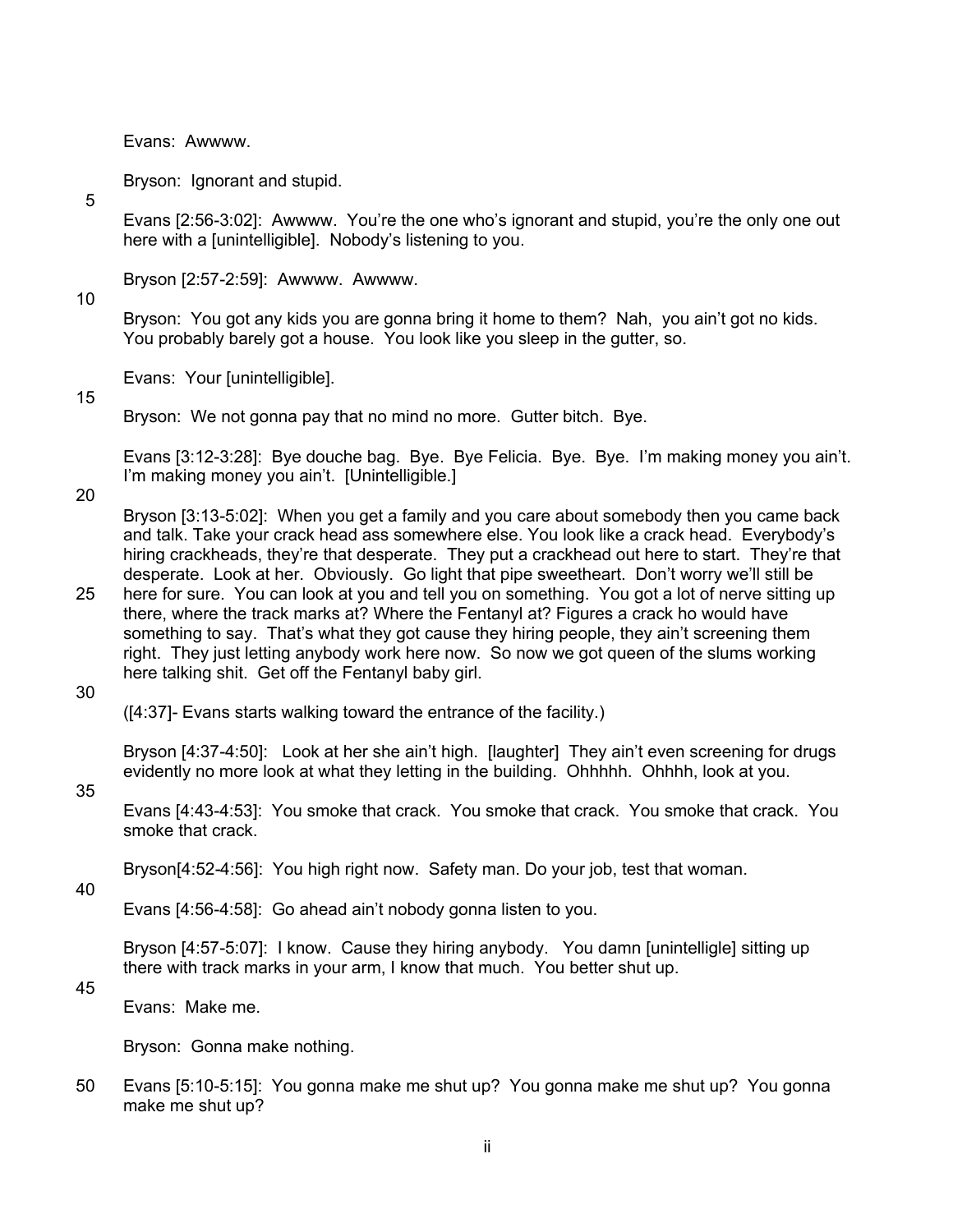Evans: Awwww.

Bryson: Ignorant and stupid.

Evans [2:56-3:02]: Awwww. You're the one who's ignorant and stupid, you're the only one out here with a [unintelligible]. Nobody's listening to you.

Bryson [2:57-2:59]: Awwww. Awwww.

Bryson: You got any kids you are gonna bring it home to them? Nah, you ain't got no kids. You probably barely got a house. You look like you sleep in the gutter, so.

Evans: Your [unintelligible].

Bryson: We not gonna pay that no mind no more. Gutter bitch. Bye.

Evans [3:12-3:28]: Bye douche bag. Bye. Bye Felicia. Bye. Bye. I'm making money you ain't. I'm making money you ain't. [Unintelligible.]

Bryson [3:13-5:02]: When you get a family and you care about somebody then you came back and talk. Take your crack head ass somewhere else. You look like a crack head. Everybody's hiring crackheads, they're that desperate. They put a crackhead out here to start. They're that desperate. Look at her. Obviously. Go light that pipe sweetheart. Don't worry we'll still be here for sure. You can look at you and tell you on something. You got a lot of nerve sitting up there, where the track marks at? Where the Fentanyl at? Figures a crack ho would have something to say. That's what they got cause they hiring people, they ain't screening them right. They just letting anybody work here now. So now we got queen of the slums working here talking shit. Get off the Fentanyl baby girl.

([4:37]- Evans starts walking toward the entrance of the facility.)

Bryson [4:37-4:50]: Look at her she ain't high. [laughter] They ain't even screening for drugs evidently no more look at what they letting in the building. Ohhhhh. Ohhhh, look at you.

Evans [4:43-4:53]: You smoke that crack. You smoke that crack. You smoke that crack. You smoke that crack.

Bryson[4:52-4:56]: You high right now. Safety man. Do your job, test that woman.

Evans [4:56-4:58]: Go ahead ain't nobody gonna listen to you.

Bryson [4:57-5:07]: I know. Cause they hiring anybody. You damn [unintelligle] sitting up there with track marks in your arm, I know that much. You better shut up.

Evans: Make me.

Bryson: Gonna make nothing.

Evans [5:10-5:15]: You gonna make me shut up? You gonna make me shut up? You gonna make me shut up?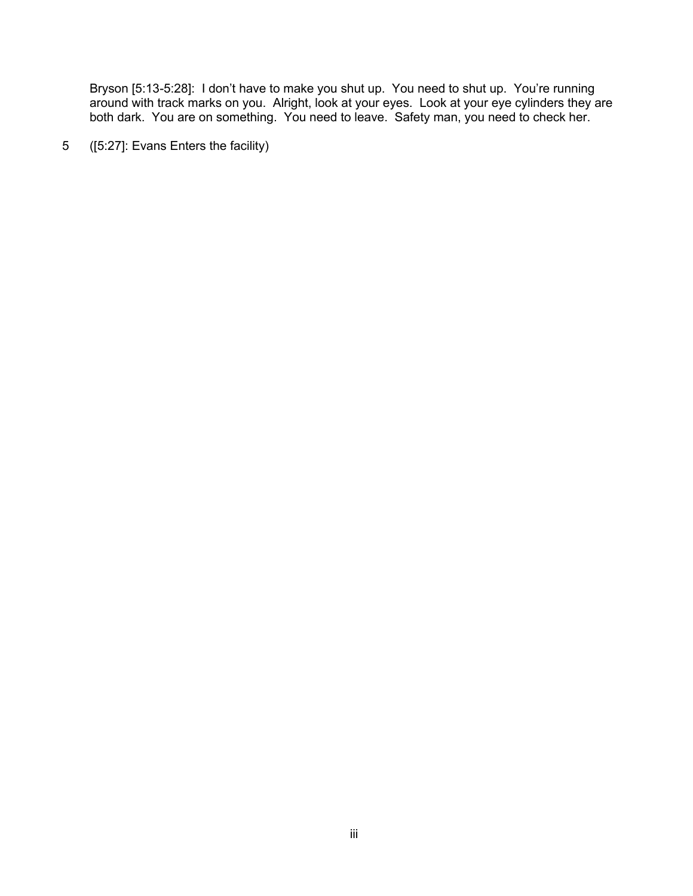Bryson [5:13-5:28]: I don't have to make you shut up. You need to shut up. You're running around with track marks on you. Alright, look at your eyes. Look at your eye cylinders they are both dark. You are on something. You need to leave. Safety man, you need to check her.

5 ([5:27]: Evans Enters the facility)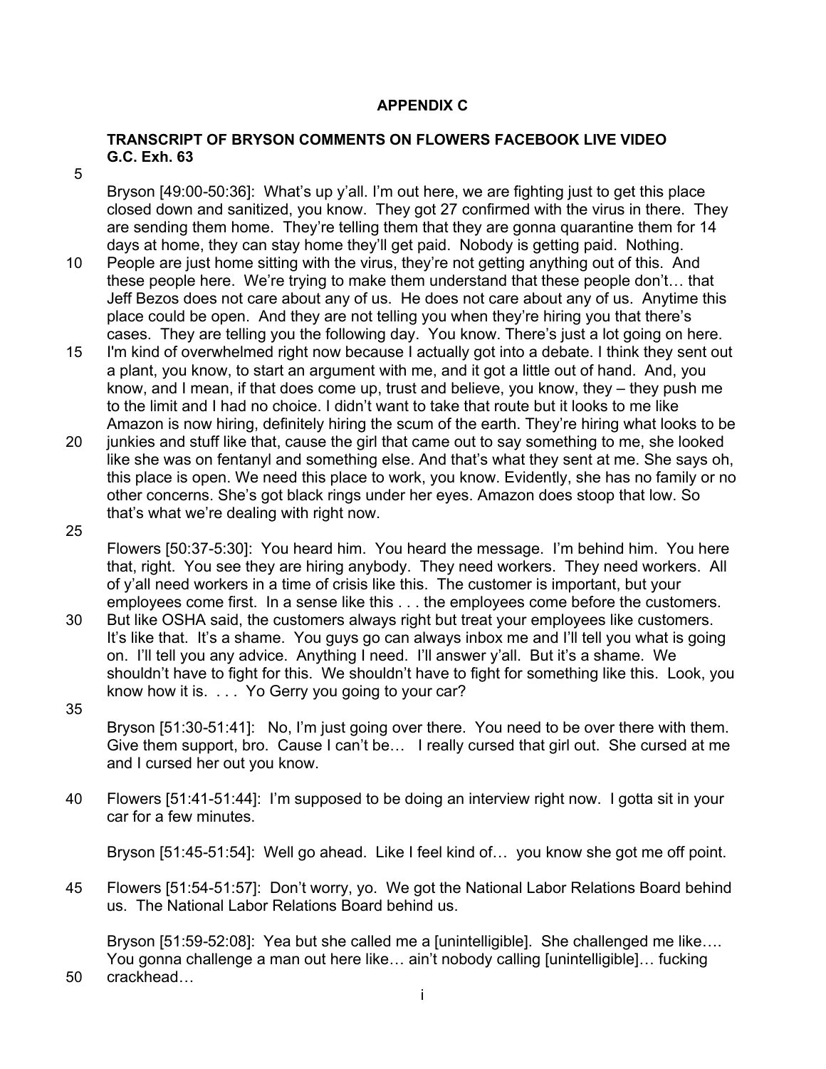## APPENDIX C

**TRANSCRIPT OF BRYSON COMMENTS ON FLOWERS FACEBOOK LIVE VIDEO G.C. Exh. 63**

Bryson [49:00-50:36]: What's up y'all. I'm out here, we are fighting just to get this place closed down and sanitized, you know. They got 27 confirmed with the virus in there. They are sending them home. They're telling them that they are gonna quarantine them for 14 days at home, they can stay home they'll get paid. Nobody is getting paid. Nothing. People are just home sitting with the virus, they're not getting anything out of this. And these people here. We're trying to make them understand that these people don't… that Jeff Bezos does not care about any of us. He does not care about any of us. Anytime this place could be open. And they are not telling you when they're hiring you that there's cases. They are telling you the following day. You know. There's just a lot going on here. I'm kind of overwhelmed right now because I actually got into a debate. I think they sent out a plant, you know, to start an argument with me, and it got a little out of hand. And, you know, and I mean, if that does come up, trust and believe, you know, they – they push me to the limit and I had no choice. I didn't want to take that route but it looks to me like Amazon is now hiring, definitely hiring the scum of the earth. They're hiring what looks to be junkies and stuff like that, cause the girl that came out to say something to me, she looked like she was on fentanyl and something else. And that's what they sent at me. She says oh, this place is open. We need this place to work, you know. Evidently, she has no family or no other concerns. She's got black rings under her eyes. Amazon does stoop that low. So that's what we're dealing with right now.

Flowers [50:37-5:30]: You heard him. You heard the message. I'm behind him. You here that, right. You see they are hiring anybody. They need workers. They need workers. All of y'all need workers in a time of crisis like this. The customer is important, but your employees come first. In a sense like this . . . the employees come before the customers. But like OSHA said, the customers always right but treat your employees like customers. It's like that. It's a shame. You guys go can always inbox me and I'll tell you what is going on. I'll tell you any advice. Anything I need. I'll answer y'all. But it's a shame. We shouldn't have to fight for this. We shouldn't have to fight for something like this. Look, you know how it is. . . . Yo Gerry you going to your car?

Bryson [51:30-51:41]: No, I'm just going over there. You need to be over there with them. Give them support, bro. Cause I can't be… I really cursed that girl out. She cursed at me and I cursed her out you know.

Flowers [51:41-51:44]: I'm supposed to be doing an interview right now. I gotta sit in your car for a few minutes.

Bryson [51:45-51:54]: Well go ahead. Like I feel kind of… you know she got me off point.

Flowers [51:54-51:57]: Don't worry, yo. We got the National Labor Relations Board behind us. The National Labor Relations Board behind us.

Bryson [51:59-52:08]: Yea but she called me a [unintelligible]. She challenged me like…. You gonna challenge a man out here like… ain't nobody calling [unintelligible]… fucking crackhead…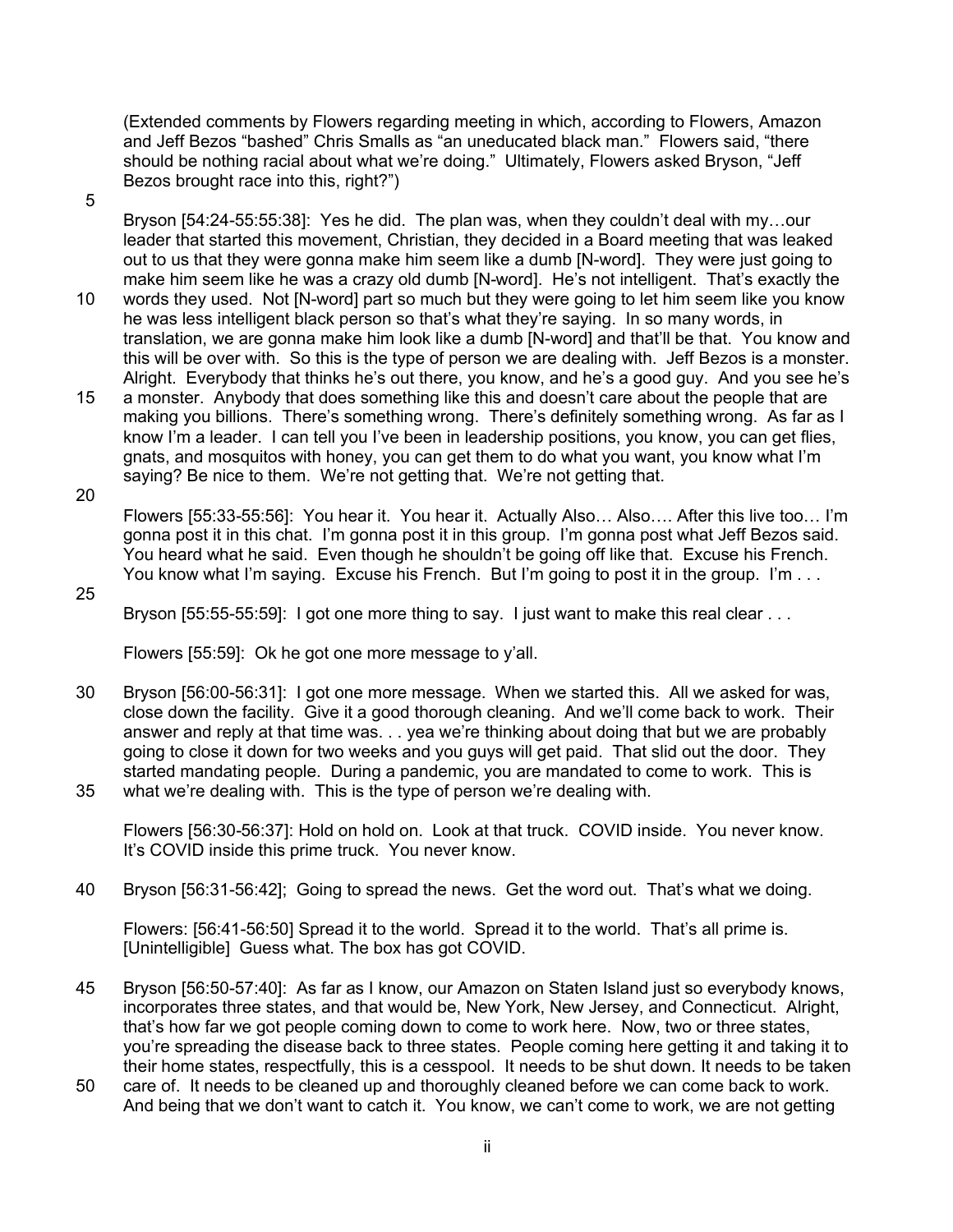(Extended comments by Flowers regarding meeting in which, according to Flowers, Amazon and Jeff Bezos "bashed" Chris Smalls as "an uneducated black man." Flowers said, "there should be nothing racial about what we're doing." Ultimately, Flowers asked Bryson, "Jeff Bezos brought race into this, right?")

Bryson [54:24-55:55:38]: Yes he did. The plan was, when they couldn't deal with my…our leader that started this movement, Christian, they decided in a Board meeting that was leaked out to us that they were gonna make him seem like a dumb [N-word]. They were just going to make him seem like he was a crazy old dumb [N-word]. He's not intelligent. That's exactly the words they used. Not [N-word] part so much but they were going to let him seem like you know he was less intelligent black person so that's what they're saying. In so many words, in translation, we are gonna make him look like a dumb [N-word] and that'll be that. You know and this will be over with. So this is the type of person we are dealing with. Jeff Bezos is a monster. Alright. Everybody that thinks he's out there, you know, and he's a good guy. And you see he's a monster. Anybody that does something like this and doesn't care about the people that are making you billions. There's something wrong. There's definitely something wrong. As far as I know I'm a leader. I can tell you I've been in leadership positions, you know, you can get flies, gnats, and mosquitos with honey, you can get them to do what you want, you know what I'm saying? Be nice to them. We're not getting that. We're not getting that.

Flowers [55:33-55:56]: You hear it. You hear it. Actually Also… Also…. After this live too… I'm gonna post it in this chat. I'm gonna post it in this group. I'm gonna post what Jeff Bezos said. You heard what he said. Even though he shouldn't be going off like that. Excuse his French. You know what I'm saying. Excuse his French. But I'm going to post it in the group. I'm . . .

Bryson [55:55-55:59]: I got one more thing to say. I just want to make this real clear . . .

Flowers [55:59]: Ok he got one more message to y'all.

Bryson [56:00-56:31]: I got one more message. When we started this. All we asked for was, close down the facility. Give it a good thorough cleaning. And we'll come back to work. Their answer and reply at that time was. . . yea we're thinking about doing that but we are probably going to close it down for two weeks and you guys will get paid. That slid out the door. They started mandating people. During a pandemic, you are mandated to come to work. This is what we're dealing with. This is the type of person we're dealing with.

Flowers [56:30-56:37]: Hold on hold on. Look at that truck. COVID inside. You never know. It's COVID inside this prime truck. You never know.

Bryson [56:31-56:42]; Going to spread the news. Get the word out. That's what we doing.

Flowers: [56:41-56:50] Spread it to the world. Spread it to the world. That's all prime is. [Unintelligible] Guess what. The box has got COVID.

Bryson [56:50-57:40]: As far as I know, our Amazon on Staten Island just so everybody knows, incorporates three states, and that would be, New York, New Jersey, and Connecticut. Alright, that's how far we got people coming down to come to work here. Now, two or three states, you're spreading the disease back to three states. People coming here getting it and taking it to their home states, respectfully, this is a cesspool. It needs to be shut down. It needs to be taken care of. It needs to be cleaned up and thoroughly cleaned before we can come back to work. And being that we don't want to catch it. You know, we can't come to work, we are not getting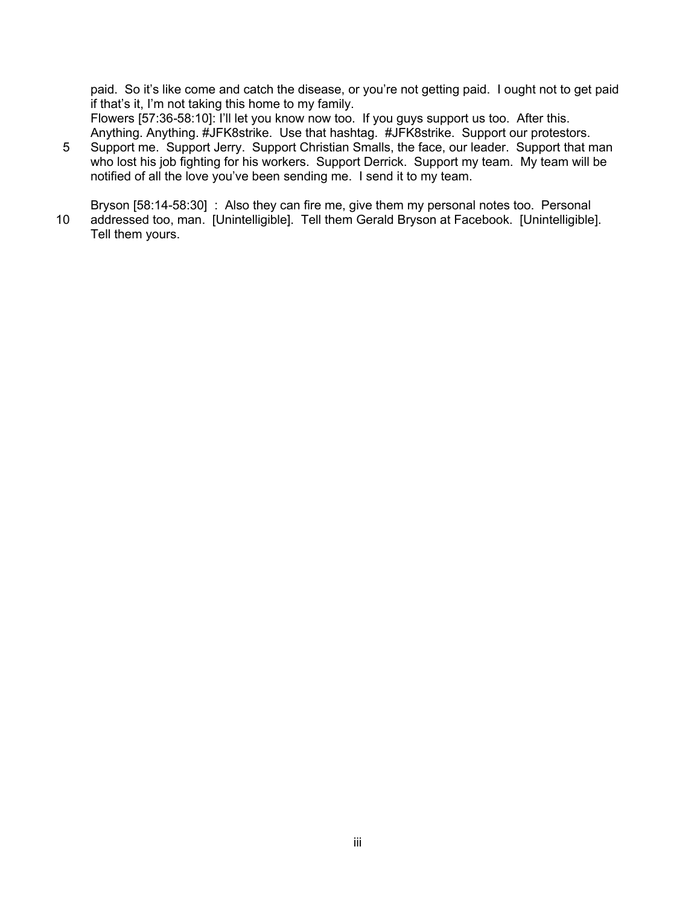paid. So it's like come and catch the disease, or you're not getting paid. I ought not to get paid if that's it, I'm not taking this home to my family.

Flowers [57:36-58:10]: I'll let you know now too. If you guys support us too. After this. Anything. Anything. #JFK8strike. Use that hashtag. #JFK8strike. Support our protestors. Support me. Support Jerry. Support Christian Smalls, the face, our leader. Support that man who lost his job fighting for his workers. Support Derrick. Support my team. My team will be notified of all the love you've been sending me. I send it to my team.

Bryson [58:14-58:30] : Also they can fire me, give them my personal notes too. Personal addressed too, man. [Unintelligible]. Tell them Gerald Bryson at Facebook. [Unintelligible]. Tell them yours.